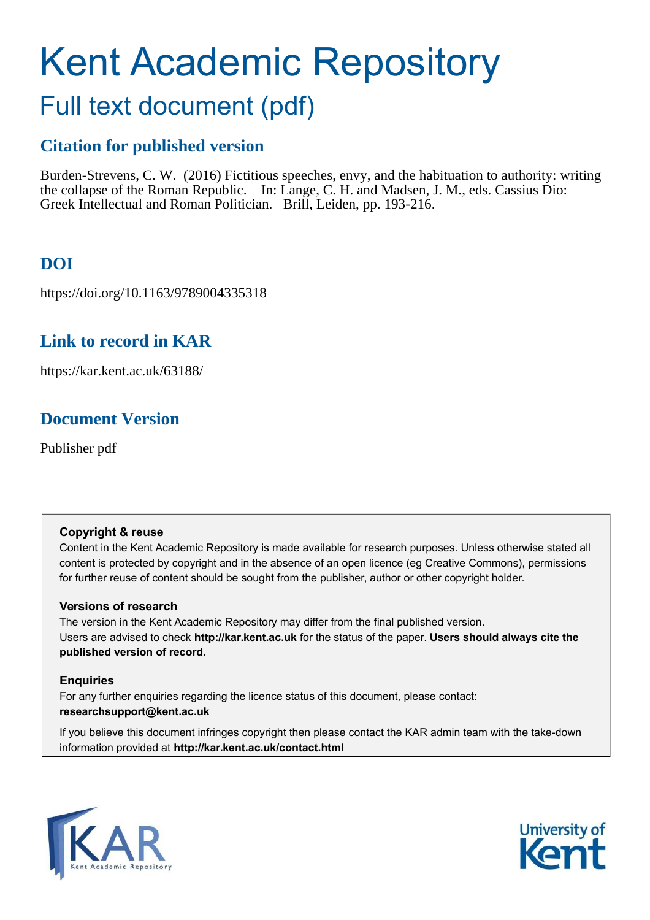# Kent Academic Repository

## Full text document (pdf)

### Citation for published version

Burden-Strevens, C. W. (2016) Fictitious speeches, envy, and the habituation to authority: writing the collapse of the Roman Republic. In: Lange, C. H. and Madsen, J. M., eds. Cassius Dio: Greek Intellectual and Roman Politician. Brill, Leiden, pp. 193-216.

### DOI

https://doi.org/10.1163/9789004335318

### Link to record in KAR

https://kar.kent.ac.uk/63188/

### Document Version

Publisher pdf

**Copyright & reuse**

Content in the Kent Academic Repository is made available for research purposes. Unless otherwise stated all content is protected by copyright and in the absence of an open licence (eg Creative Commons), permissions for further reuse of content should be sought from the publisher, author or other copyright holder.

**Versions of research**

The version in the Kent Academic Repository may differ from the final published version. Users are advised to check **http://kar.kent.ac.uk** for the status of the paper. **Users should always cite the published version of record.**

**Enquiries**

For any further enquiries regarding the licence status of this document, please contact: **researchsupport@kent.ac.uk**

If you believe this document infringes copyright then please contact the KAR admin team with the take-down information provided at **http://kar.kent.ac.uk/contact.html**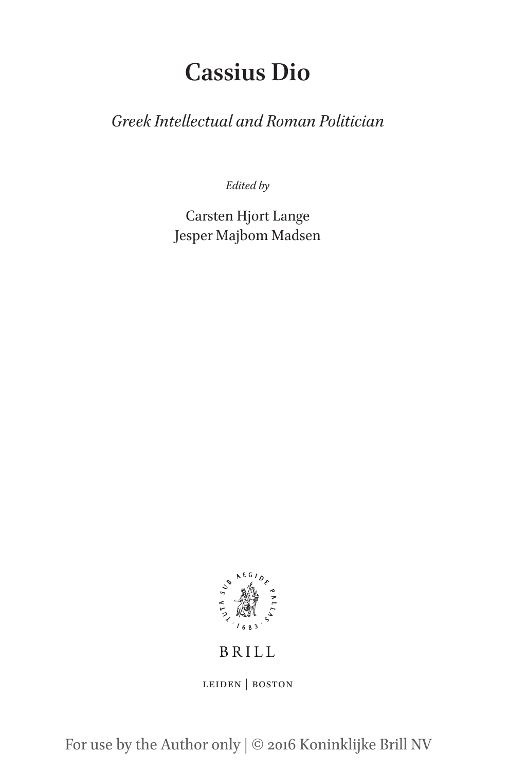# Cassius Dio

*Greek Intellectual and Roman Politician*

*Edited by*

Carsten Hjort Lange
Jesper Majbom Madsen

BRILL

LEIDEN | BOSTON

For use by the Author only | © 2016 Koninklijke Brill NV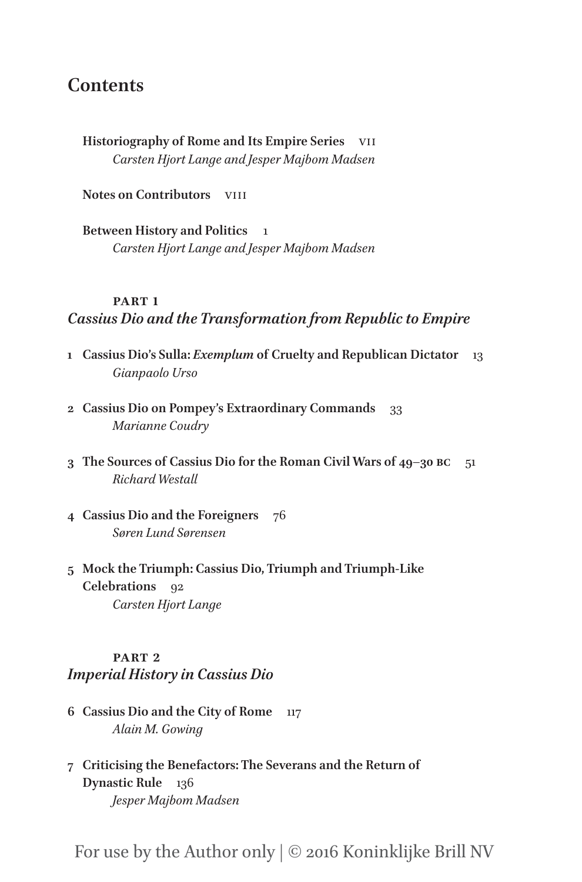# Contents

**Historiography of Rome and Its Empire Series** vii
*Carsten Hjort Lange and Jesper Majbom Madsen*

**Notes on Contributors** viii

**Between History and Politics** 1
*Carsten Hjort Lange and Jesper Majbom Madsen*

## PART 1
## *Cassius Dio and the Transformation from Republic to Empire*

1 **Cassius Dio's Sulla: *Exemplum* of Cruelty and Republican Dictator** 13
*Gianpaolo Urso*

2 **Cassius Dio on Pompey's Extraordinary Commands** 33
*Marianne Coudry*

3 **The Sources of Cassius Dio for the Roman Civil Wars of 49–30 BC** 51
*Richard Westall*

4 **Cassius Dio and the Foreigners** 76
*Søren Lund Sørensen*

5 **Mock the Triumph: Cassius Dio, Triumph and Triumph-Like Celebrations** 92
*Carsten Hjort Lange*

## PART 2
## *Imperial History in Cassius Dio*

6 **Cassius Dio and the City of Rome** 117
*Alain M. Gowing*

7 **Criticising the Benefactors: The Severans and the Return of Dynastic Rule** 136
*Jesper Majbom Madsen*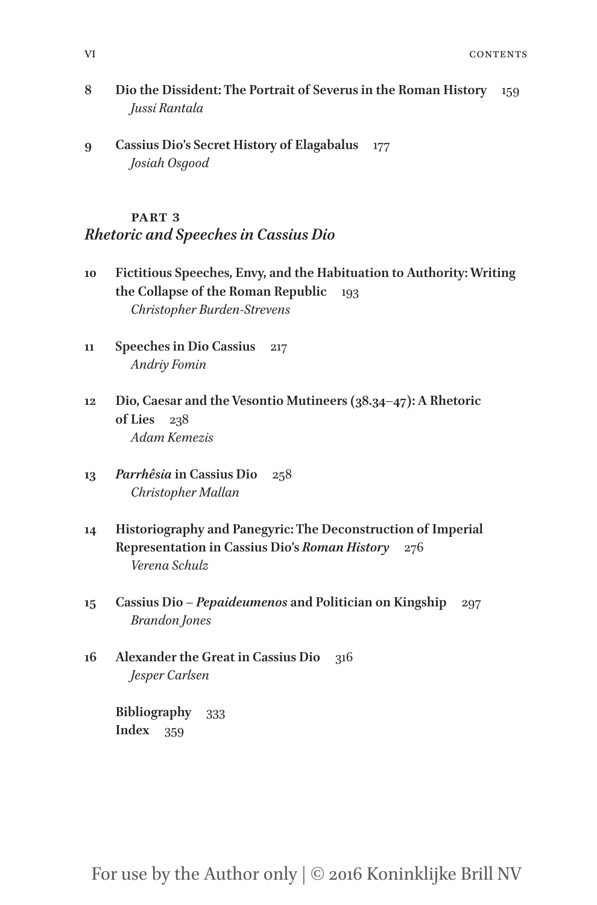8 **Dio the Dissident: The Portrait of Severus in the Roman History** 159
*Jussi Rantala*

9 **Cassius Dio's Secret History of Elagabalus** 177
*Josiah Osgood*

## PART 3
## *Rhetoric and Speeches in Cassius Dio*

10 **Fictitious Speeches, Envy, and the Habituation to Authority: Writing the Collapse of the Roman Republic** 193
*Christopher Burden-Strevens*

11 **Speeches in Dio Cassius** 217
*Andriy Fomin*

12 **Dio, Caesar and the Vesontio Mutineers (38.34–47): A Rhetoric of Lies** 238
*Adam Kemezis*

13 ***Parrhêsia* in Cassius Dio** 258
*Christopher Mallan*

14 **Historiography and Panegyric: The Deconstruction of Imperial Representation in Cassius Dio's *Roman History*** 276
*Verena Schulz*

15 **Cassius Dio – *Pepaideumenos* and Politician on Kingship** 297
*Brandon Jones*

16 **Alexander the Great in Cassius Dio** 316
*Jesper Carlsen*

**Bibliography** 333
**Index** 359

For use by the Author only | © 2016 Koninklijke Brill NV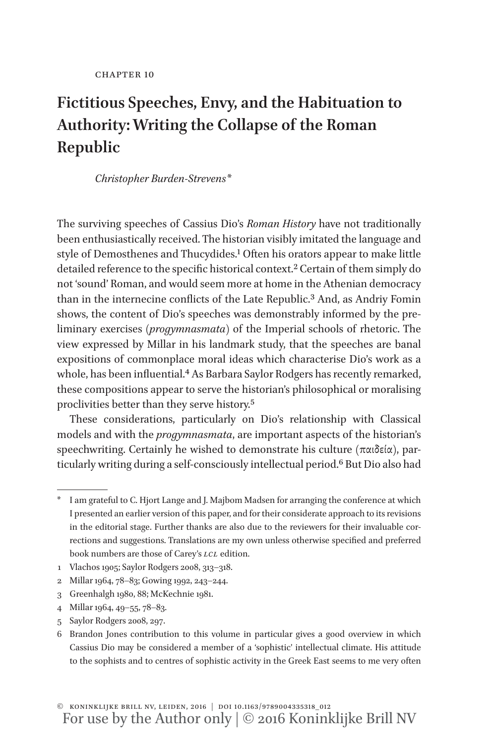CHAPTER 10

# Fictitious Speeches, Envy, and the Habituation to Authority: Writing the Collapse of the Roman Republic

*Christopher Burden-Strevens\**

The surviving speeches of Cassius Dio's *Roman History* have not traditionally been enthusiastically received. The historian visibly imitated the language and style of Demosthenes and Thucydides.[1] Often his orators appear to make little detailed reference to the specific historical context.[2] Certain of them simply do not 'sound' Roman, and would seem more at home in the Athenian democracy than in the internecine conflicts of the Late Republic.[3] And, as Andriy Fomin shows, the content of Dio's speeches was demonstrably informed by the preliminary exercises (*progymnasmata*) of the Imperial schools of rhetoric. The view expressed by Millar in his landmark study, that the speeches are banal expositions of commonplace moral ideas which characterise Dio's work as a whole, has been influential.[4] As Barbara Saylor Rodgers has recently remarked, these compositions appear to serve the historian's philosophical or moralising proclivities better than they serve history.[5]

These considerations, particularly on Dio's relationship with Classical models and with the *progymnasmata*, are important aspects of the historian's speechwriting. Certainly he wished to demonstrate his culture (παιδεία), particularly writing during a self-consciously intellectual period.[6] But Dio also had

---

\* I am grateful to C. Hjort Lange and J. Majbom Madsen for arranging the conference at which I presented an earlier version of this paper, and for their considerate approach to its revisions in the editorial stage. Further thanks are also due to the reviewers for their invaluable corrections and suggestions. Translations are my own unless otherwise specified and preferred book numbers are those of Carey's LCL edition.

1 Vlachos 1905; Saylor Rodgers 2008, 313–318.

2 Millar 1964, 78–83; Gowing 1992, 243–244.

3 Greenhalgh 1980, 88; McKechnie 1981.

4 Millar 1964, 49–55, 78–83.

5 Saylor Rodgers 2008, 297.

6 Brandon Jones contribution to this volume in particular gives a good overview in which Cassius Dio may be considered a member of a 'sophistic' intellectual climate. His attitude to the sophists and to centres of sophistic activity in the Greek East seems to me very often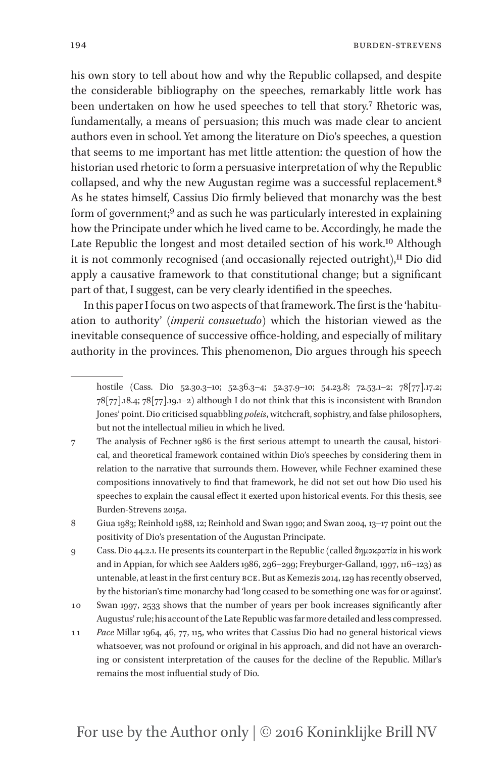his own story to tell about how and why the Republic collapsed, and despite the considerable bibliography on the speeches, remarkably little work has been undertaken on how he used speeches to tell that story.[7] Rhetoric was, fundamentally, a means of persuasion; this much was made clear to ancient authors even in school. Yet among the literature on Dio's speeches, a question that seems to me important has met little attention: the question of how the historian used rhetoric to form a persuasive interpretation of why the Republic collapsed, and why the new Augustan regime was a successful replacement.[8] As he states himself, Cassius Dio firmly believed that monarchy was the best form of government;[9] and as such he was particularly interested in explaining how the Principate under which he lived came to be. Accordingly, he made the Late Republic the longest and most detailed section of his work.[10] Although it is not commonly recognised (and occasionally rejected outright),[11] Dio did apply a causative framework to that constitutional change; but a significant part of that, I suggest, can be very clearly identified in the speeches.

In this paper I focus on two aspects of that framework. The first is the 'habituation to authority' (*imperii consuetudo*) which the historian viewed as the inevitable consequence of successive office-holding, and especially of military authority in the provinces. This phenomenon, Dio argues through his speech

---

hostile (Cass. Dio 52.30.3–10; 52.36.3–4; 52.37.9–10; 54.23.8; 72.53.1–2; 78[77].17.2; 78[77].18.4; 78[77].19.1–2) although I do not think that this is inconsistent with Brandon Jones' point. Dio criticised squabbling *poleis*, witchcraft, sophistry, and false philosophers, but not the intellectual milieu in which he lived.

7 The analysis of Fechner 1986 is the first serious attempt to unearth the causal, historical, and theoretical framework contained within Dio's speeches by considering them in relation to the narrative that surrounds them. However, while Fechner examined these compositions innovatively to find that framework, he did not set out how Dio used his speeches to explain the causal effect it exerted upon historical events. For this thesis, see Burden-Strevens 2015a.

8 Giua 1983; Reinhold 1988, 12; Reinhold and Swan 1990; and Swan 2004, 13–17 point out the positivity of Dio's presentation of the Augustan Principate.

9 Cass. Dio 44.2.1. He presents its counterpart in the Republic (called δημοκρατία in his work and in Appian, for which see Aalders 1986, 296–299; Freyburger-Galland, 1997, 116–123) as untenable, at least in the first century BCE. But as Kemezis 2014, 129 has recently observed, by the historian's time monarchy had 'long ceased to be something one was for or against'.

10 Swan 1997, 2533 shows that the number of years per book increases significantly after Augustus' rule; his account of the Late Republic was far more detailed and less compressed.

11 *Pace* Millar 1964, 46, 77, 115, who writes that Cassius Dio had no general historical views whatsoever, was not profound or original in his approach, and did not have an overarching or consistent interpretation of the causes for the decline of the Republic. Millar's remains the most influential study of Dio.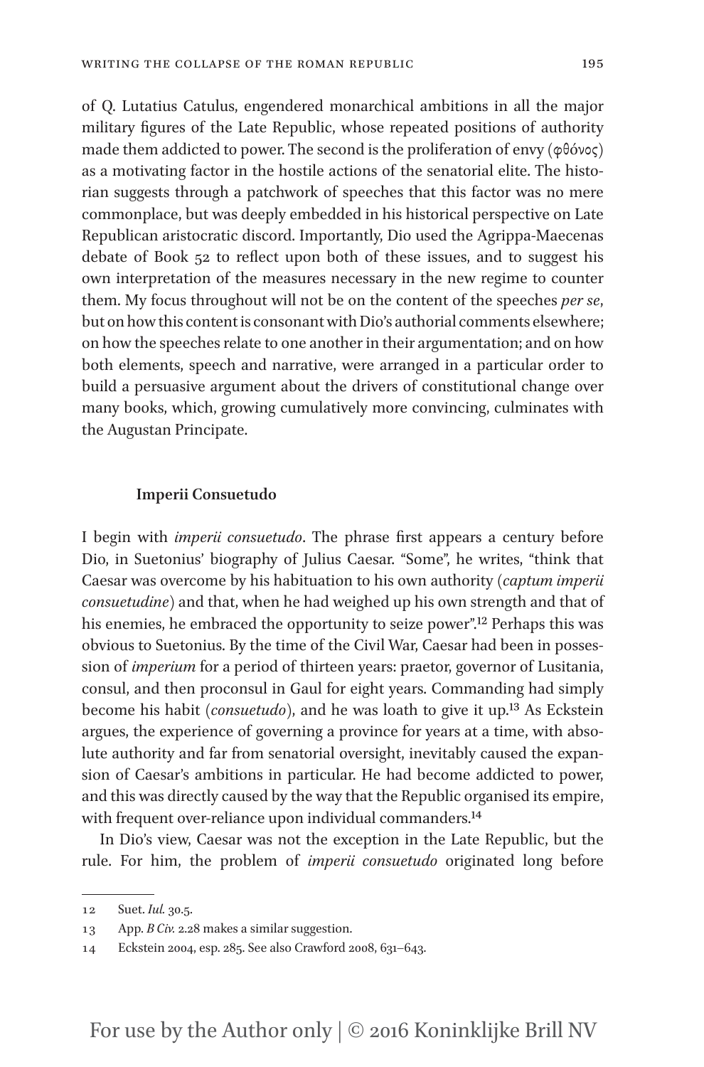of Q. Lutatius Catulus, engendered monarchical ambitions in all the major military figures of the Late Republic, whose repeated positions of authority made them addicted to power. The second is the proliferation of envy (φθόνος) as a motivating factor in the hostile actions of the senatorial elite. The historian suggests through a patchwork of speeches that this factor was no mere commonplace, but was deeply embedded in his historical perspective on Late Republican aristocratic discord. Importantly, Dio used the Agrippa-Maecenas debate of Book 52 to reflect upon both of these issues, and to suggest his own interpretation of the measures necessary in the new regime to counter them. My focus throughout will not be on the content of the speeches *per se*, but on how this content is consonant with Dio's authorial comments elsewhere; on how the speeches relate to one another in their argumentation; and on how both elements, speech and narrative, were arranged in a particular order to build a persuasive argument about the drivers of constitutional change over many books, which, growing cumulatively more convincing, culminates with the Augustan Principate.

### Imperii Consuetudo

I begin with *imperii consuetudo*. The phrase first appears a century before Dio, in Suetonius' biography of Julius Caesar. "Some", he writes, "think that Caesar was overcome by his habituation to his own authority (*captum imperii consuetudine*) and that, when he had weighed up his own strength and that of his enemies, he embraced the opportunity to seize power".[12] Perhaps this was obvious to Suetonius. By the time of the Civil War, Caesar had been in possession of *imperium* for a period of thirteen years: praetor, governor of Lusitania, consul, and then proconsul in Gaul for eight years. Commanding had simply become his habit (*consuetudo*), and he was loath to give it up.[13] As Eckstein argues, the experience of governing a province for years at a time, with absolute authority and far from senatorial oversight, inevitably caused the expansion of Caesar's ambitions in particular. He had become addicted to power, and this was directly caused by the way that the Republic organised its empire, with frequent over-reliance upon individual commanders.[14]

In Dio's view, Caesar was not the exception in the Late Republic, but the rule. For him, the problem of *imperii consuetudo* originated long before

12 Suet. *Iul.* 30.5.

13 App. *B Civ.* 2.28 makes a similar suggestion.

14 Eckstein 2004, esp. 285. See also Crawford 2008, 631–643.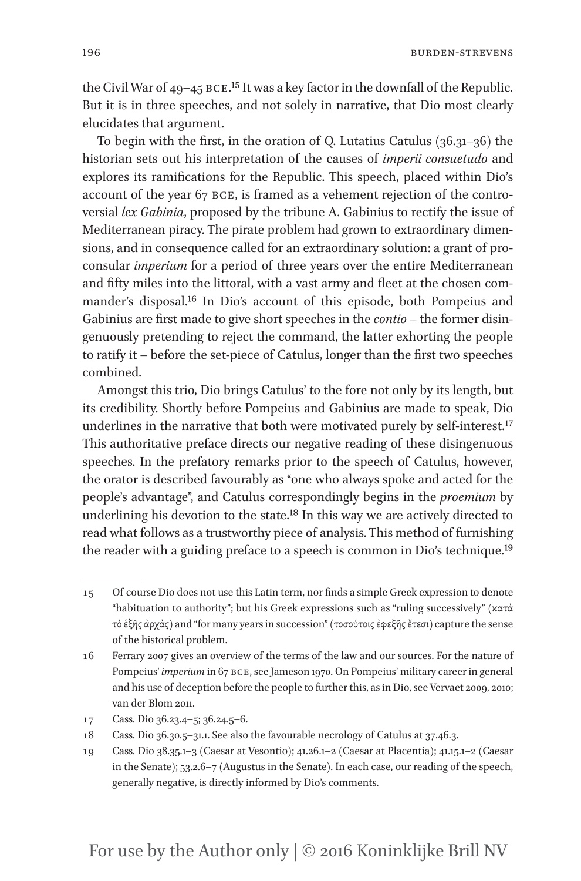the Civil War of 49–45 BCE.[15] It was a key factor in the downfall of the Republic. But it is in three speeches, and not solely in narrative, that Dio most clearly elucidates that argument.

To begin with the first, in the oration of Q. Lutatius Catulus (36.31–36) the historian sets out his interpretation of the causes of *imperii consuetudo* and explores its ramifications for the Republic. This speech, placed within Dio's account of the year 67 BCE, is framed as a vehement rejection of the controversial *lex Gabinia*, proposed by the tribune A. Gabinius to rectify the issue of Mediterranean piracy. The pirate problem had grown to extraordinary dimensions, and in consequence called for an extraordinary solution: a grant of proconsular *imperium* for a period of three years over the entire Mediterranean and fifty miles into the littoral, with a vast army and fleet at the chosen commander's disposal.[16] In Dio's account of this episode, both Pompeius and Gabinius are first made to give short speeches in the *contio* – the former disingenuously pretending to reject the command, the latter exhorting the people to ratify it – before the set-piece of Catulus, longer than the first two speeches combined.

Amongst this trio, Dio brings Catulus' to the fore not only by its length, but its credibility. Shortly before Pompeius and Gabinius are made to speak, Dio underlines in the narrative that both were motivated purely by self-interest.[17] This authoritative preface directs our negative reading of these disingenuous speeches. In the prefatory remarks prior to the speech of Catulus, however, the orator is described favourably as "one who always spoke and acted for the people's advantage", and Catulus correspondingly begins in the *proemium* by underlining his devotion to the state.[18] In this way we are actively directed to read what follows as a trustworthy piece of analysis. This method of furnishing the reader with a guiding preface to a speech is common in Dio's technique.[19]

---

15 Of course Dio does not use this Latin term, nor finds a simple Greek expression to denote "habituation to authority"; but his Greek expressions such as "ruling successively" (κατὰ τὸ ἑξῆς ἀρχάς) and "for many years in succession" (τοσούτοις ἐφεξῆς ἔτεσι) capture the sense of the historical problem.

16 Ferrary 2007 gives an overview of the terms of the law and our sources. For the nature of Pompeius' *imperium* in 67 BCE, see Jameson 1970. On Pompeius' military career in general and his use of deception before the people to further this, as in Dio, see Vervaet 2009, 2010; van der Blom 2011.

17 Cass. Dio 36.23.4–5; 36.24.5–6.

18 Cass. Dio 36.30.5–31.1. See also the favourable necrology of Catulus at 37.46.3.

19 Cass. Dio 38.35.1–3 (Caesar at Vesontio); 41.26.1–2 (Caesar at Placentia); 41.15.1–2 (Caesar in the Senate); 53.2.6–7 (Augustus in the Senate). In each case, our reading of the speech, generally negative, is directly informed by Dio's comments.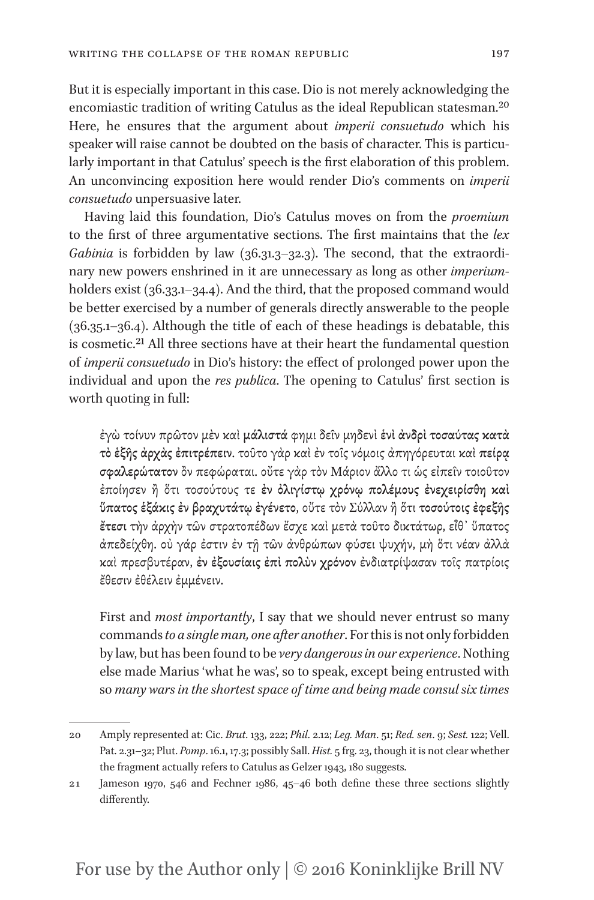But it is especially important in this case. Dio is not merely acknowledging the encomiastic tradition of writing Catulus as the ideal Republican statesman.[20] Here, he ensures that the argument about *imperii consuetudo* which his speaker will raise cannot be doubted on the basis of character. This is particularly important in that Catulus' speech is the first elaboration of this problem. An unconvincing exposition here would render Dio's comments on *imperii consuetudo* unpersuasive later.

Having laid this foundation, Dio's Catulus moves on from the *proemium* to the first of three argumentative sections. The first maintains that the *lex Gabinia* is forbidden by law (36.31.3–32.3). The second, that the extraordinary new powers enshrined in it are unnecessary as long as other *imperium*-holders exist (36.33.1–34.4). And the third, that the proposed command would be better exercised by a number of generals directly answerable to the people (36.35.1–36.4). Although the title of each of these headings is debatable, this is cosmetic.[21] All three sections have at their heart the fundamental question of *imperii consuetudo* in Dio's history: the effect of prolonged power upon the individual and upon the *res publica*. The opening to Catulus' first section is worth quoting in full:

> ἐγὼ τοίνυν πρῶτον μὲν καὶ **μάλιστά** φημι δεῖν μηδενὶ **ἑνὶ ἀνδρὶ τοσαύτας κατὰ τὸ ἑξῆς ἀρχὰς ἐπιτρέπειν**. τοῦτο γὰρ καὶ ἐν τοῖς νόμοις ἀπηγόρευται καὶ **πείρᾳ σφαλερώτατον** ὂν πεφώραται. οὔτε γὰρ τὸν Μάριον ἄλλο τι ὡς εἰπεῖν τοιοῦτον ἐποίησεν ἢ ὅτι τοσούτους τε **ἐν ὀλιγίστῳ χρόνῳ πολέμους ἐνεχειρίσθη καὶ ὕπατος ἑξάκις ἐν βραχυτάτῳ ἐγένετο**, οὔτε τὸν Σύλλαν ἢ ὅτι **τοσούτοις ἐφεξῆς ἔτεσι** τὴν ἀρχὴν τῶν στρατοπέδων ἔσχε καὶ μετὰ τοῦτο δικτάτωρ, εἶθ᾽ ὕπατος ἀπεδείχθη. οὐ γάρ ἐστιν ἐν τῇ τῶν ἀνθρώπων φύσει ψυχήν, μὴ ὅτι νέαν ἀλλὰ καὶ πρεσβυτέραν, **ἐν ἐξουσίαις ἐπὶ πολὺν χρόνον** ἐνδιατρίψασαν τοῖς πατρίοις ἔθεσιν ἐθέλειν ἐμμένειν.

> First and *most importantly*, I say that we should never entrust so many commands *to a single man, one after another*. For this is not only forbidden by law, but has been found to be *very dangerous in our experience*. Nothing else made Marius 'what he was', so to speak, except being entrusted with so *many wars in the shortest space of time and being made consul six times*

---

20 Amply represented at: Cic. *Brut*. 133, 222; *Phil*. 2.12; *Leg. Man*. 51; *Red. sen*. 9; *Sest.* 122; Vell. Pat. 2.31–32; Plut. *Pomp*. 16.1, 17.3; possibly Sall. *Hist.* 5 frg. 23, though it is not clear whether the fragment actually refers to Catulus as Gelzer 1943, 180 suggests.

21 Jameson 1970, 546 and Fechner 1986, 45–46 both define these three sections slightly differently.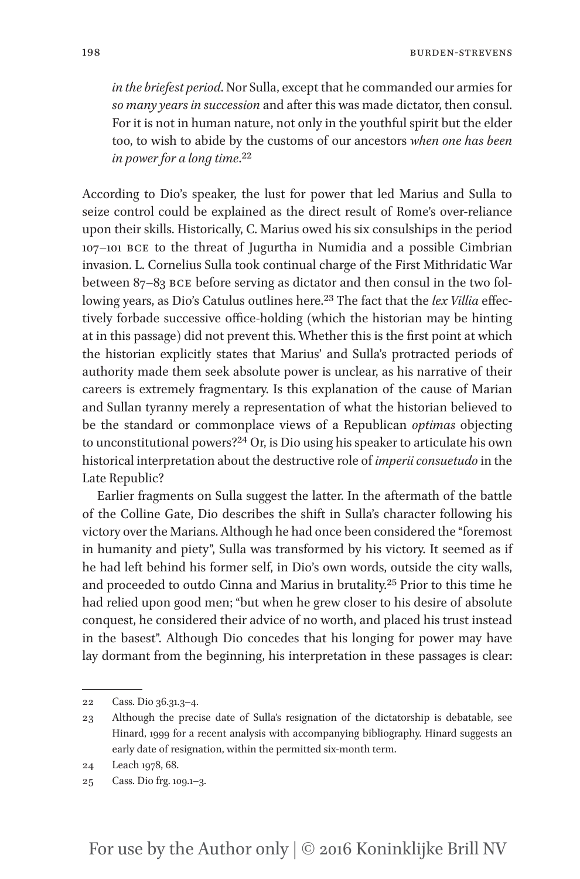> *in the briefest period*. Nor Sulla, except that he commanded our armies for *so many years in succession* and after this was made dictator, then consul. For it is not in human nature, not only in the youthful spirit but the elder too, to wish to abide by the customs of our ancestors *when one has been in power for a long time*.[22]

According to Dio's speaker, the lust for power that led Marius and Sulla to seize control could be explained as the direct result of Rome's over-reliance upon their skills. Historically, C. Marius owed his six consulships in the period 107–101 BCE to the threat of Jugurtha in Numidia and a possible Cimbrian invasion. L. Cornelius Sulla took continual charge of the First Mithridatic War between 87–83 BCE before serving as dictator and then consul in the two following years, as Dio's Catulus outlines here.[23] The fact that the *lex Villia* effectively forbade successive office-holding (which the historian may be hinting at in this passage) did not prevent this. Whether this is the first point at which the historian explicitly states that Marius' and Sulla's protracted periods of authority made them seek absolute power is unclear, as his narrative of their careers is extremely fragmentary. Is this explanation of the cause of Marian and Sullan tyranny merely a representation of what the historian believed to be the standard or commonplace views of a Republican *optimas* objecting to unconstitutional powers?[24] Or, is Dio using his speaker to articulate his own historical interpretation about the destructive role of *imperii consuetudo* in the Late Republic?

Earlier fragments on Sulla suggest the latter. In the aftermath of the battle of the Colline Gate, Dio describes the shift in Sulla's character following his victory over the Marians. Although he had once been considered the "foremost in humanity and piety", Sulla was transformed by his victory. It seemed as if he had left behind his former self, in Dio's own words, outside the city walls, and proceeded to outdo Cinna and Marius in brutality.[25] Prior to this time he had relied upon good men; "but when he grew closer to his desire of absolute conquest, he considered their advice of no worth, and placed his trust instead in the basest". Although Dio concedes that his longing for power may have lay dormant from the beginning, his interpretation in these passages is clear:

---

22 Cass. Dio 36.31.3–4.

23 Although the precise date of Sulla's resignation of the dictatorship is debatable, see Hinard, 1999 for a recent analysis with accompanying bibliography. Hinard suggests an early date of resignation, within the permitted six-month term.

24 Leach 1978, 68.

25 Cass. Dio frg. 109.1–3.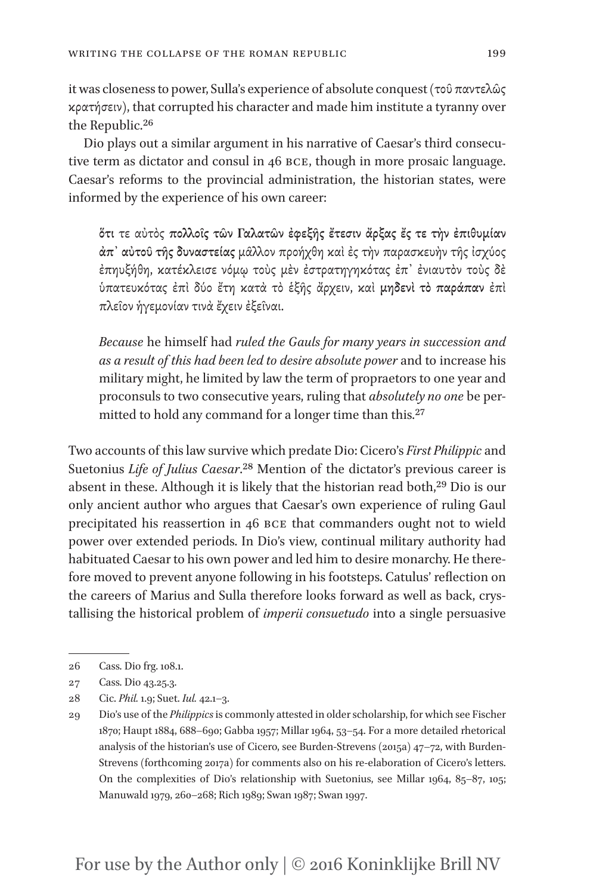it was closeness to power, Sulla's experience of absolute conquest (τοῦ παντελῶς κρατήσειν), that corrupted his character and made him institute a tyranny over the Republic.[26]

Dio plays out a similar argument in his narrative of Caesar's third consecutive term as dictator and consul in 46 BCE, though in more prosaic language. Caesar's reforms to the provincial administration, the historian states, were informed by the experience of his own career:

> ὅτι τε αὐτὸς **πολλοῖς τῶν Γαλατῶν ἐφεξῆς ἔτεσιν ἄρξας ἔς τε τὴν ἐπιθυμίαν ἀπ᾽ αὐτοῦ τῆς δυναστείας** μᾶλλον προήχθη καὶ ἐς τὴν παρασκευὴν τῆς ἰσχύος ἐπηυξήθη, κατέκλεισε νόμῳ τοὺς μὲν ἐστρατηγηκότας ἐπ᾽ ἐνιαυτὸν τοὺς δὲ ὑπατευκότας ἐπὶ δύο ἔτη κατὰ τὸ ἑξῆς ἄρχειν, καὶ **μηδενὶ τὸ παράπαν** ἐπὶ πλεῖον ἡγεμονίαν τινὰ ἔχειν ἐξεῖναι.
>
> *Because* he himself had *ruled the Gauls for many years in succession and as a result of this had been led to desire absolute power* and to increase his military might, he limited by law the term of propraetors to one year and proconsuls to two consecutive years, ruling that *absolutely no one* be permitted to hold any command for a longer time than this.[27]

Two accounts of this law survive which predate Dio: Cicero's *First Philippic* and Suetonius *Life of Julius Caesar*.[28] Mention of the dictator's previous career is absent in these. Although it is likely that the historian read both,[29] Dio is our only ancient author who argues that Caesar's own experience of ruling Gaul precipitated his reassertion in 46 BCE that commanders ought not to wield power over extended periods. In Dio's view, continual military authority had habituated Caesar to his own power and led him to desire monarchy. He therefore moved to prevent anyone following in his footsteps. Catulus' reflection on the careers of Marius and Sulla therefore looks forward as well as back, crystallising the historical problem of *imperii consuetudo* into a single persuasive

---

26 Cass. Dio frg. 108.1.

27 Cass. Dio 43.25.3.

28 Cic. *Phil.* 1.9; Suet. *Iul.* 42.1–3.

29 Dio's use of the *Philippics* is commonly attested in older scholarship, for which see Fischer 1870; Haupt 1884, 688–690; Gabba 1957; Millar 1964, 53–54. For a more detailed rhetorical analysis of the historian's use of Cicero, see Burden-Strevens (2015a) 47–72, with Burden-Strevens (forthcoming 2017a) for comments also on his re-elaboration of Cicero's letters. On the complexities of Dio's relationship with Suetonius, see Millar 1964, 85–87, 105; Manuwald 1979, 260–268; Rich 1989; Swan 1987; Swan 1997.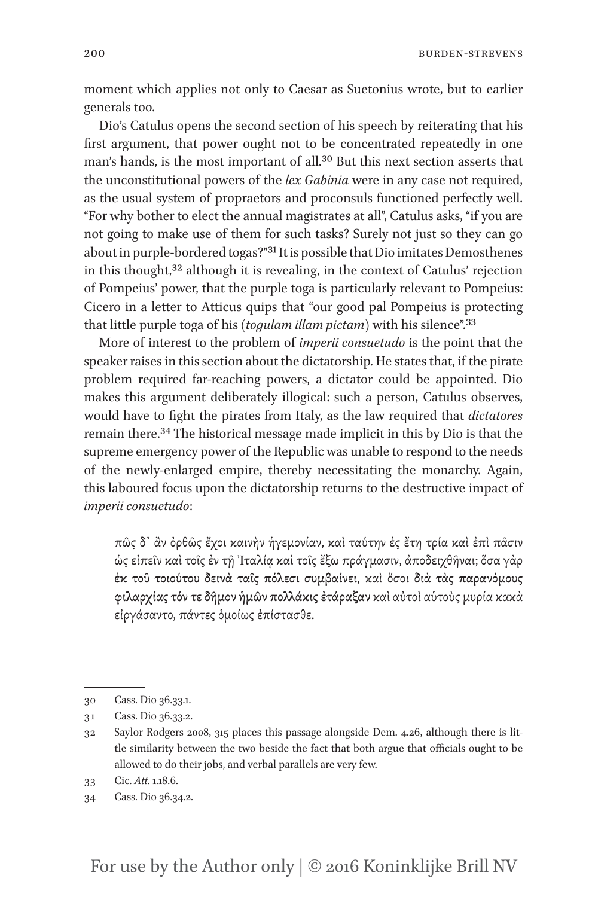moment which applies not only to Caesar as Suetonius wrote, but to earlier generals too.

Dio's Catulus opens the second section of his speech by reiterating that his first argument, that power ought not to be concentrated repeatedly in one man's hands, is the most important of all.[30] But this next section asserts that the unconstitutional powers of the *lex Gabinia* were in any case not required, as the usual system of propraetors and proconsuls functioned perfectly well. "For why bother to elect the annual magistrates at all", Catulus asks, "if you are not going to make use of them for such tasks? Surely not just so they can go about in purple-bordered togas?"[31] It is possible that Dio imitates Demosthenes in this thought,[32] although it is revealing, in the context of Catulus' rejection of Pompeius' power, that the purple toga is particularly relevant to Pompeius: Cicero in a letter to Atticus quips that "our good pal Pompeius is protecting that little purple toga of his (*togulam illam pictam*) with his silence".[33]

More of interest to the problem of *imperii consuetudo* is the point that the speaker raises in this section about the dictatorship. He states that, if the pirate problem required far-reaching powers, a dictator could be appointed. Dio makes this argument deliberately illogical: such a person, Catulus observes, would have to fight the pirates from Italy, as the law required that *dictatores* remain there.[34] The historical message made implicit in this by Dio is that the supreme emergency power of the Republic was unable to respond to the needs of the newly-enlarged empire, thereby necessitating the monarchy. Again, this laboured focus upon the dictatorship returns to the destructive impact of *imperii consuetudo*:

> πῶς δ᾽ ἂν ὀρθῶς ἔχοι καινὴν ἡγεμονίαν, καὶ ταύτην ἐς ἔτη τρία καὶ ἐπὶ πᾶσιν ὡς εἰπεῖν καὶ τοῖς ἐν τῇ Ἰταλίᾳ καὶ τοῖς ἔξω πράγμασιν, ἀποδειχθῆναι; ὅσα γὰρ **ἐκ τοῦ τοιούτου δεινὰ ταῖς πόλεσι συμβαίνει**, καὶ ὅσοι **διὰ τὰς παρανόμους φιλαρχίας τόν τε δῆμον ἡμῶν πολλάκις ἐτάραξαν** καὶ αὐτοὶ αὑτοὺς μυρία κακὰ εἰργάσαντο, πάντες ὁμοίως ἐπίστασθε.

30 Cass. Dio 36.33.1.

31 Cass. Dio 36.33.2.

32 Saylor Rodgers 2008, 315 places this passage alongside Dem. 4.26, although there is little similarity between the two beside the fact that both argue that officials ought to be allowed to do their jobs, and verbal parallels are very few.

33 Cic. *Att.* 1.18.6.

34 Cass. Dio 36.34.2.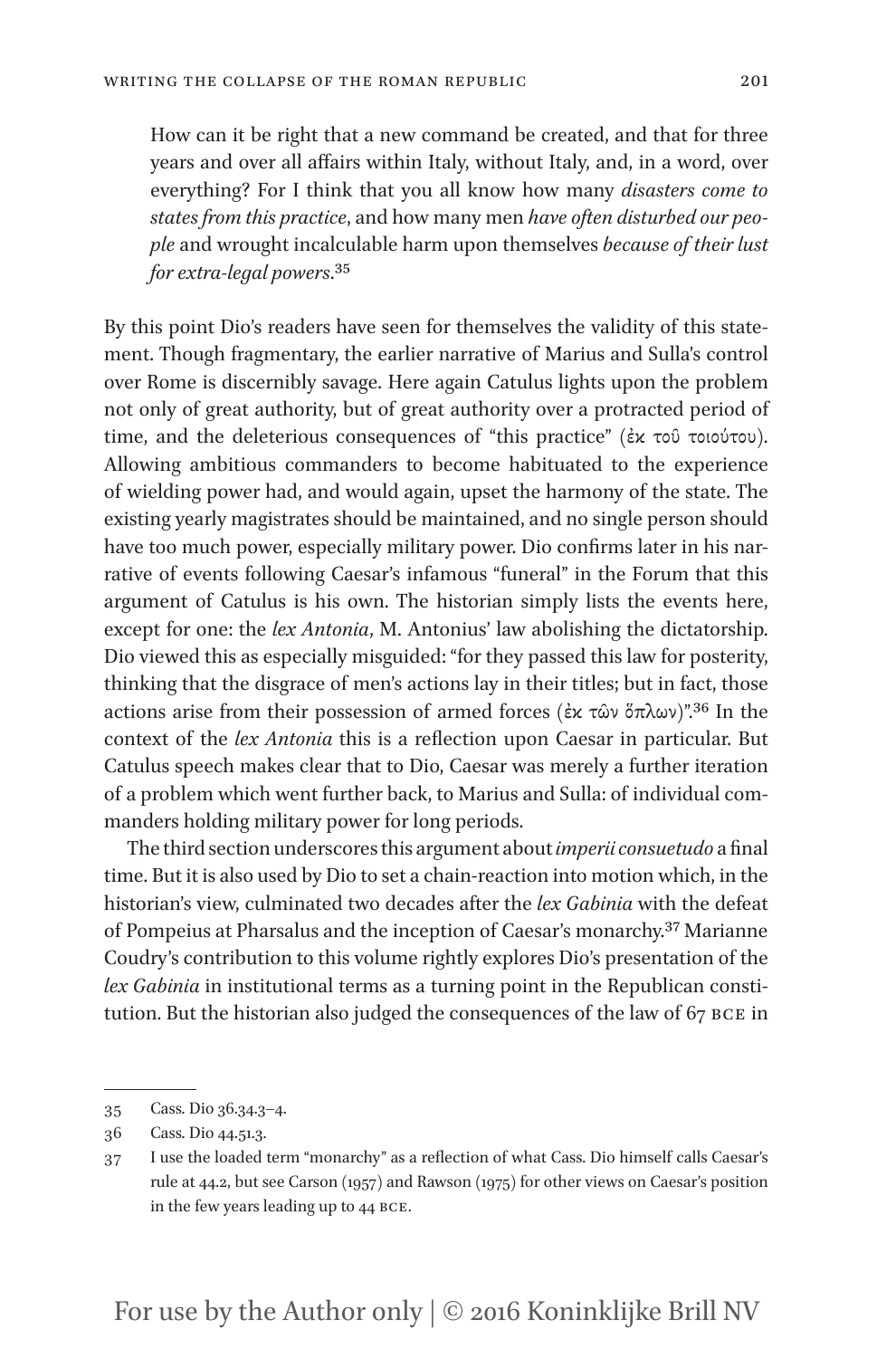> How can it be right that a new command be created, and that for three years and over all affairs within Italy, without Italy, and, in a word, over everything? For I think that you all know how many *disasters come to states from this practice*, and how many men *have often disturbed our people* and wrought incalculable harm upon themselves *because of their lust for extra-legal powers*.[35]

By this point Dio's readers have seen for themselves the validity of this statement. Though fragmentary, the earlier narrative of Marius and Sulla's control over Rome is discernibly savage. Here again Catulus lights upon the problem not only of great authority, but of great authority over a protracted period of time, and the deleterious consequences of "this practice" (ἐκ τοῦ τοιούτου). Allowing ambitious commanders to become habituated to the experience of wielding power had, and would again, upset the harmony of the state. The existing yearly magistrates should be maintained, and no single person should have too much power, especially military power. Dio confirms later in his narrative of events following Caesar's infamous "funeral" in the Forum that this argument of Catulus is his own. The historian simply lists the events here, except for one: the *lex Antonia*, M. Antonius' law abolishing the dictatorship. Dio viewed this as especially misguided: "for they passed this law for posterity, thinking that the disgrace of men's actions lay in their titles; but in fact, those actions arise from their possession of armed forces (ἐκ τῶν ὅπλων)".[36] In the context of the *lex Antonia* this is a reflection upon Caesar in particular. But Catulus speech makes clear that to Dio, Caesar was merely a further iteration of a problem which went further back, to Marius and Sulla: of individual commanders holding military power for long periods.

The third section underscores this argument about *imperii consuetudo* a final time. But it is also used by Dio to set a chain-reaction into motion which, in the historian's view, culminated two decades after the *lex Gabinia* with the defeat of Pompeius at Pharsalus and the inception of Caesar's monarchy.[37] Marianne Coudry's contribution to this volume rightly explores Dio's presentation of the *lex Gabinia* in institutional terms as a turning point in the Republican constitution. But the historian also judged the consequences of the law of 67 BCE in

---

35 Cass. Dio 36.34.3–4.

36 Cass. Dio 44.51.3.

37 I use the loaded term "monarchy" as a reflection of what Cass. Dio himself calls Caesar's rule at 44.2, but see Carson (1957) and Rawson (1975) for other views on Caesar's position in the few years leading up to 44 BCE.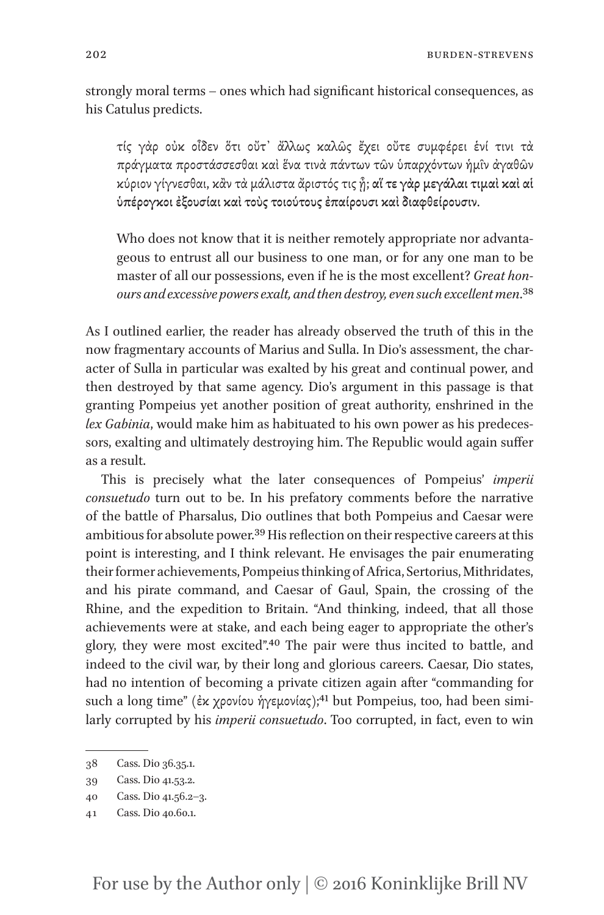strongly moral terms – ones which had significant historical consequences, as his Catulus predicts.

> τίς γὰρ οὐκ οἶδεν ὅτι οὔτ᾽ ἄλλως καλῶς ἔχει οὔτε συμφέρει ἑνί τινι τὰ πράγματα προστάσσεσθαι καὶ ἕνα τινὰ πάντων τῶν ὑπαρχόντων ἡμῖν ἀγαθῶν κύριον γίγνεσθαι, κἂν τὰ μάλιστα ἄριστός τις ᾖ; **αἵ τε γὰρ μεγάλαι τιμαὶ καὶ αἱ ὑπέρογκοι ἐξουσίαι καὶ τοὺς τοιούτους ἐπαίρουσι καὶ διαφθείρουσιν.**
>
> Who does not know that it is neither remotely appropriate nor advantageous to entrust all our business to one man, or for any one man to be master of all our possessions, even if he is the most excellent? *Great honours and excessive powers exalt, and then destroy, even such excellent men*.[38]

As I outlined earlier, the reader has already observed the truth of this in the now fragmentary accounts of Marius and Sulla. In Dio's assessment, the character of Sulla in particular was exalted by his great and continual power, and then destroyed by that same agency. Dio's argument in this passage is that granting Pompeius yet another position of great authority, enshrined in the *lex Gabinia*, would make him as habituated to his own power as his predecessors, exalting and ultimately destroying him. The Republic would again suffer as a result.

This is precisely what the later consequences of Pompeius' *imperii consuetudo* turn out to be. In his prefatory comments before the narrative of the battle of Pharsalus, Dio outlines that both Pompeius and Caesar were ambitious for absolute power.[39] His reflection on their respective careers at this point is interesting, and I think relevant. He envisages the pair enumerating their former achievements, Pompeius thinking of Africa, Sertorius, Mithridates, and his pirate command, and Caesar of Gaul, Spain, the crossing of the Rhine, and the expedition to Britain. "And thinking, indeed, that all those achievements were at stake, and each being eager to appropriate the other's glory, they were most excited".[40] The pair were thus incited to battle, and indeed to the civil war, by their long and glorious careers. Caesar, Dio states, had no intention of becoming a private citizen again after "commanding for such a long time" (ἐκ χρονίου ἡγεμονίας);[41] but Pompeius, too, had been similarly corrupted by his *imperii consuetudo*. Too corrupted, in fact, even to win

---

38 Cass. Dio 36.35.1.

39 Cass. Dio 41.53.2.

40 Cass. Dio 41.56.2–3.

41 Cass. Dio 40.60.1.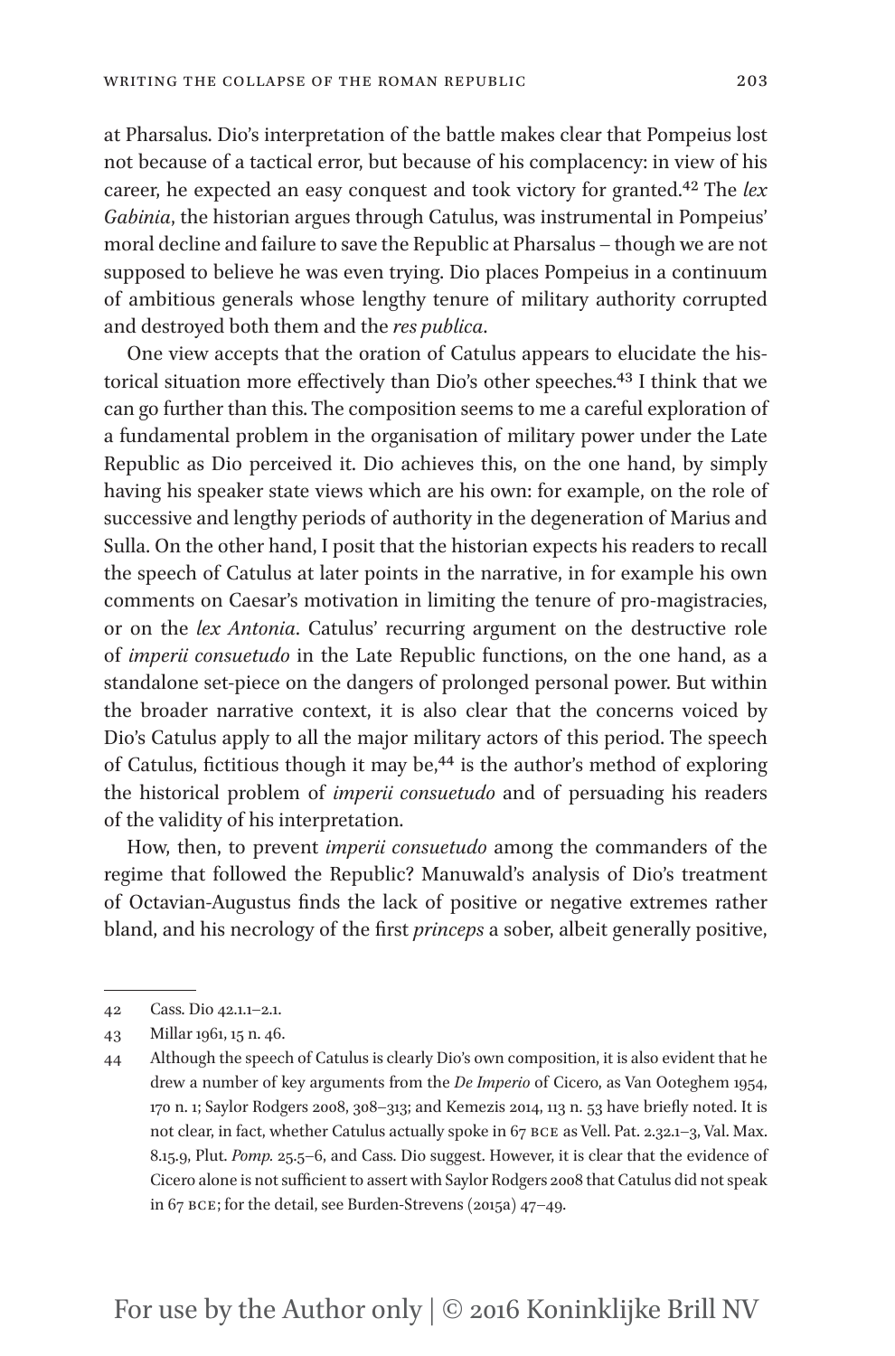at Pharsalus. Dio's interpretation of the battle makes clear that Pompeius lost not because of a tactical error, but because of his complacency: in view of his career, he expected an easy conquest and took victory for granted.[42] The *lex Gabinia*, the historian argues through Catulus, was instrumental in Pompeius' moral decline and failure to save the Republic at Pharsalus – though we are not supposed to believe he was even trying. Dio places Pompeius in a continuum of ambitious generals whose lengthy tenure of military authority corrupted and destroyed both them and the *res publica*.

One view accepts that the oration of Catulus appears to elucidate the historical situation more effectively than Dio's other speeches.[43] I think that we can go further than this. The composition seems to me a careful exploration of a fundamental problem in the organisation of military power under the Late Republic as Dio perceived it. Dio achieves this, on the one hand, by simply having his speaker state views which are his own: for example, on the role of successive and lengthy periods of authority in the degeneration of Marius and Sulla. On the other hand, I posit that the historian expects his readers to recall the speech of Catulus at later points in the narrative, in for example his own comments on Caesar's motivation in limiting the tenure of pro-magistracies, or on the *lex Antonia*. Catulus' recurring argument on the destructive role of *imperii consuetudo* in the Late Republic functions, on the one hand, as a standalone set-piece on the dangers of prolonged personal power. But within the broader narrative context, it is also clear that the concerns voiced by Dio's Catulus apply to all the major military actors of this period. The speech of Catulus, fictitious though it may be,[44] is the author's method of exploring the historical problem of *imperii consuetudo* and of persuading his readers of the validity of his interpretation.

How, then, to prevent *imperii consuetudo* among the commanders of the regime that followed the Republic? Manuwald's analysis of Dio's treatment of Octavian-Augustus finds the lack of positive or negative extremes rather bland, and his necrology of the first *princeps* a sober, albeit generally positive,

---

42 Cass. Dio 42.1.1–2.1.

43 Millar 1961, 15 n. 46.

44 Although the speech of Catulus is clearly Dio's own composition, it is also evident that he drew a number of key arguments from the *De Imperio* of Cicero, as Van Ooteghem 1954, 170 n. 1; Saylor Rodgers 2008, 308–313; and Kemezis 2014, 113 n. 53 have briefly noted. It is not clear, in fact, whether Catulus actually spoke in 67 BCE as Vell. Pat. 2.32.1–3, Val. Max. 8.15.9, Plut. *Pomp.* 25.5–6, and Cass. Dio suggest. However, it is clear that the evidence of Cicero alone is not sufficient to assert with Saylor Rodgers 2008 that Catulus did not speak in 67 BCE; for the detail, see Burden-Strevens (2015a) 47–49.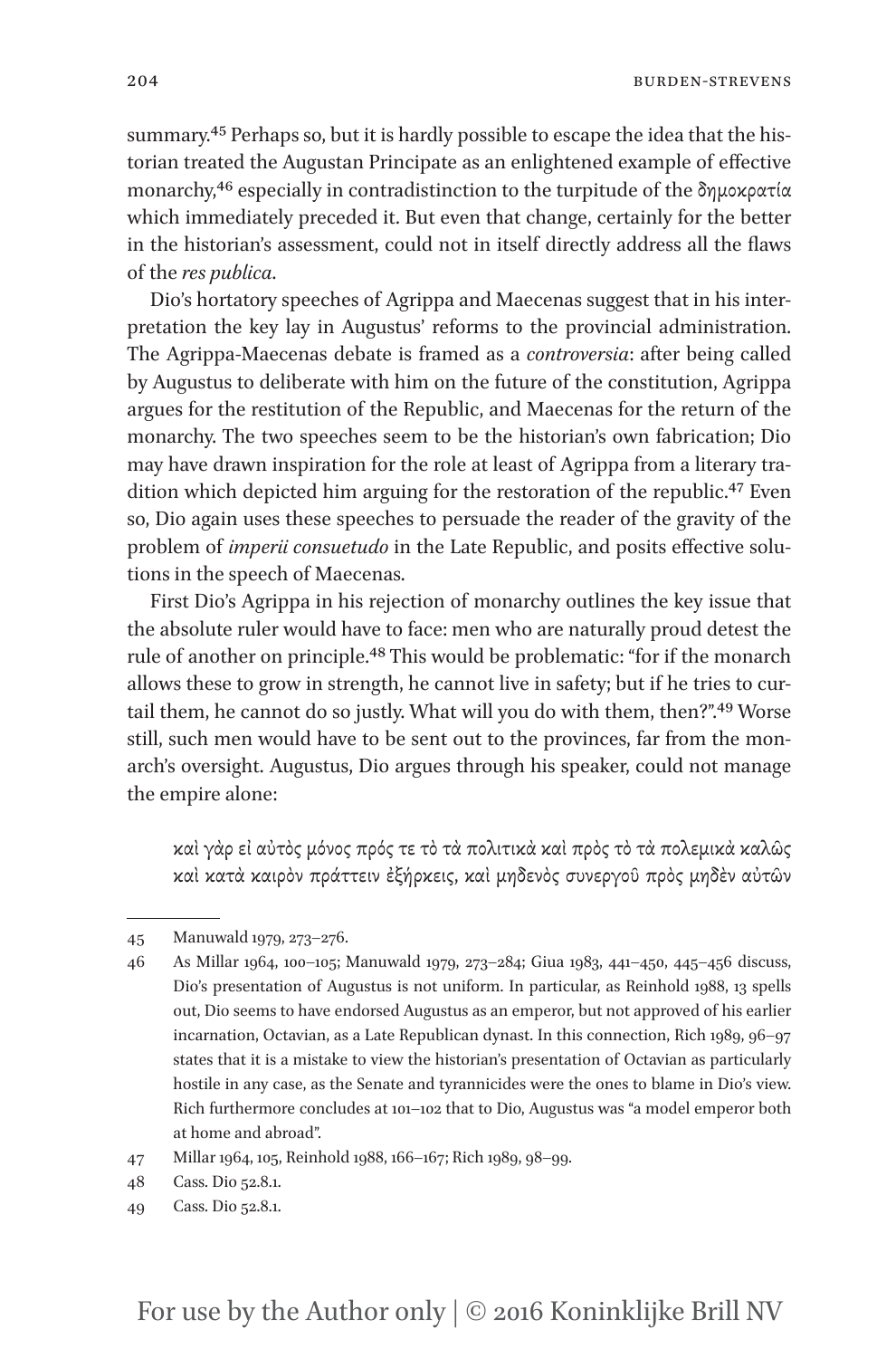summary.[45] Perhaps so, but it is hardly possible to escape the idea that the historian treated the Augustan Principate as an enlightened example of effective monarchy,[46] especially in contradistinction to the turpitude of the δημοκρατία which immediately preceded it. But even that change, certainly for the better in the historian's assessment, could not in itself directly address all the flaws of the *res publica*.

Dio's hortatory speeches of Agrippa and Maecenas suggest that in his interpretation the key lay in Augustus' reforms to the provincial administration. The Agrippa-Maecenas debate is framed as a *controversia*: after being called by Augustus to deliberate with him on the future of the constitution, Agrippa argues for the restitution of the Republic, and Maecenas for the return of the monarchy. The two speeches seem to be the historian's own fabrication; Dio may have drawn inspiration for the role at least of Agrippa from a literary tradition which depicted him arguing for the restoration of the republic.[47] Even so, Dio again uses these speeches to persuade the reader of the gravity of the problem of *imperii consuetudo* in the Late Republic, and posits effective solutions in the speech of Maecenas.

First Dio's Agrippa in his rejection of monarchy outlines the key issue that the absolute ruler would have to face: men who are naturally proud detest the rule of another on principle.[48] This would be problematic: "for if the monarch allows these to grow in strength, he cannot live in safety; but if he tries to curtail them, he cannot do so justly. What will you do with them, then?".[49] Worse still, such men would have to be sent out to the provinces, far from the monarch's oversight. Augustus, Dio argues through his speaker, could not manage the empire alone:

> καὶ γὰρ εἰ αὐτὸς μόνος πρός τε τὸ τὰ πολιτικὰ καὶ πρὸς τὸ τὰ πολεμικὰ καλῶς καὶ κατὰ καιρὸν πράττειν ἐξήρκεις, καὶ μηδενὸς συνεργοῦ πρὸς μηδὲν αὐτῶν

---

45 Manuwald 1979, 273–276.

46 As Millar 1964, 100–105; Manuwald 1979, 273–284; Giua 1983, 441–450, 445–456 discuss, Dio's presentation of Augustus is not uniform. In particular, as Reinhold 1988, 13 spells out, Dio seems to have endorsed Augustus as an emperor, but not approved of his earlier incarnation, Octavian, as a Late Republican dynast. In this connection, Rich 1989, 96–97 states that it is a mistake to view the historian's presentation of Octavian as particularly hostile in any case, as the Senate and tyrannicides were the ones to blame in Dio's view. Rich furthermore concludes at 101–102 that to Dio, Augustus was "a model emperor both at home and abroad".

47 Millar 1964, 105, Reinhold 1988, 166–167; Rich 1989, 98–99.

48 Cass. Dio 52.8.1.

49 Cass. Dio 52.8.1.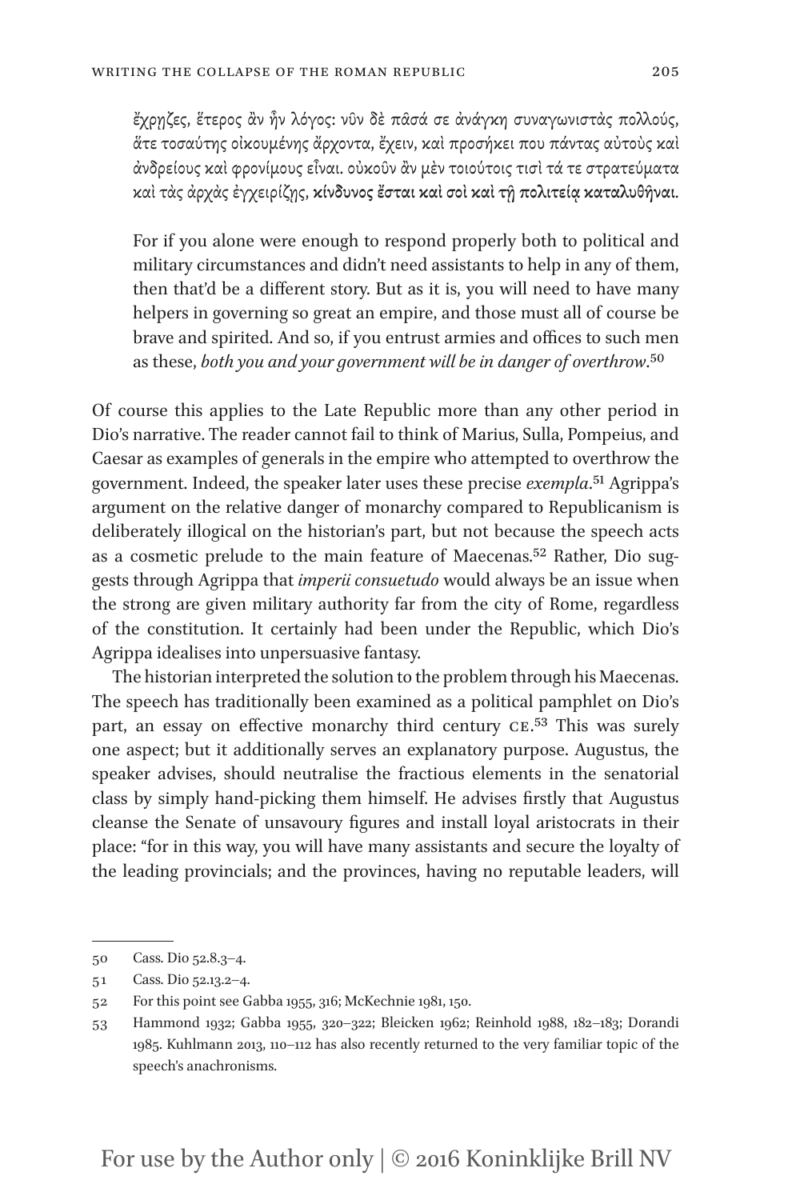ἔχρῃζες, ἕτερος ἂν ἦν λόγος· νῦν δὲ πᾶσά σε ἀνάγκη συναγωνιστὰς πολλούς, ἅτε τοσαύτης οἰκουμένης ἄρχοντα, ἔχειν, καὶ προσήκει που πάντας αὐτοὺς καὶ ἀνδρείους καὶ φρονίμους εἶναι. οὐκοῦν ἂν μὲν τοιούτοις τισὶ τά τε στρατεύματα καὶ τὰς ἀρχὰς ἐγχειρίζῃς, **κίνδυνος ἔσται καὶ σοὶ καὶ τῇ πολιτείᾳ καταλυθῆναι.**

For if you alone were enough to respond properly both to political and military circumstances and didn't need assistants to help in any of them, then that'd be a different story. But as it is, you will need to have many helpers in governing so great an empire, and those must all of course be brave and spirited. And so, if you entrust armies and offices to such men as these, *both you and your government will be in danger of overthrow*.[50]

Of course this applies to the Late Republic more than any other period in Dio's narrative. The reader cannot fail to think of Marius, Sulla, Pompeius, and Caesar as examples of generals in the empire who attempted to overthrow the government. Indeed, the speaker later uses these precise *exempla*.[51] Agrippa's argument on the relative danger of monarchy compared to Republicanism is deliberately illogical on the historian's part, but not because the speech acts as a cosmetic prelude to the main feature of Maecenas.[52] Rather, Dio suggests through Agrippa that *imperii consuetudo* would always be an issue when the strong are given military authority far from the city of Rome, regardless of the constitution. It certainly had been under the Republic, which Dio's Agrippa idealises into unpersuasive fantasy.

The historian interpreted the solution to the problem through his Maecenas. The speech has traditionally been examined as a political pamphlet on Dio's part, an essay on effective monarchy third century CE.[53] This was surely one aspect; but it additionally serves an explanatory purpose. Augustus, the speaker advises, should neutralise the fractious elements in the senatorial class by simply hand-picking them himself. He advises firstly that Augustus cleanse the Senate of unsavoury figures and install loyal aristocrats in their place: "for in this way, you will have many assistants and secure the loyalty of the leading provincials; and the provinces, having no reputable leaders, will

---

50 Cass. Dio 52.8.3–4.

51 Cass. Dio 52.13.2–4.

52 For this point see Gabba 1955, 316; McKechnie 1981, 150.

53 Hammond 1932; Gabba 1955, 320–322; Bleicken 1962; Reinhold 1988, 182–183; Dorandi 1985. Kuhlmann 2013, 110–112 has also recently returned to the very familiar topic of the speech's anachronisms.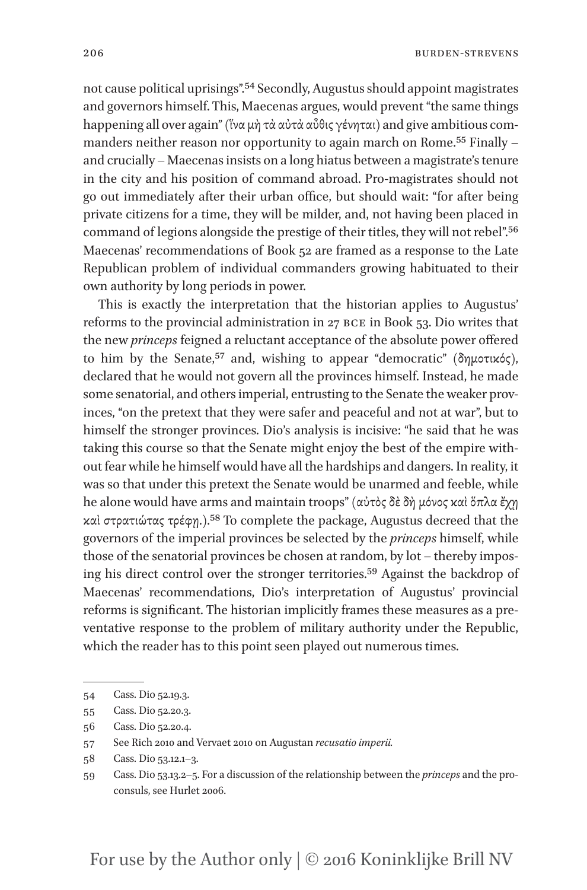not cause political uprisings".[54] Secondly, Augustus should appoint magistrates and governors himself. This, Maecenas argues, would prevent "the same things happening all over again" (ἵνα μὴ τὰ αὐτὰ αὖθις γένηται) and give ambitious commanders neither reason nor opportunity to again march on Rome.[55] Finally – and crucially – Maecenas insists on a long hiatus between a magistrate's tenure in the city and his position of command abroad. Pro-magistrates should not go out immediately after their urban office, but should wait: "for after being private citizens for a time, they will be milder, and, not having been placed in command of legions alongside the prestige of their titles, they will not rebel".[56] Maecenas' recommendations of Book 52 are framed as a response to the Late Republican problem of individual commanders growing habituated to their own authority by long periods in power.

This is exactly the interpretation that the historian applies to Augustus' reforms to the provincial administration in 27 BCE in Book 53. Dio writes that the new *princeps* feigned a reluctant acceptance of the absolute power offered to him by the Senate,[57] and, wishing to appear "democratic" (δημοτικός), declared that he would not govern all the provinces himself. Instead, he made some senatorial, and others imperial, entrusting to the Senate the weaker provinces, "on the pretext that they were safer and peaceful and not at war", but to himself the stronger provinces. Dio's analysis is incisive: "he said that he was taking this course so that the Senate might enjoy the best of the empire without fear while he himself would have all the hardships and dangers. In reality, it was so that under this pretext the Senate would be unarmed and feeble, while he alone would have arms and maintain troops" (αὐτὸς δὲ δὴ μόνος καὶ ὅπλα ἔχῃ καὶ στρατιώτας τρέφῃ.).[58] To complete the package, Augustus decreed that the governors of the imperial provinces be selected by the *princeps* himself, while those of the senatorial provinces be chosen at random, by lot – thereby imposing his direct control over the stronger territories.[59] Against the backdrop of Maecenas' recommendations, Dio's interpretation of Augustus' provincial reforms is significant. The historian implicitly frames these measures as a preventative response to the problem of military authority under the Republic, which the reader has to this point seen played out numerous times.

---

54 Cass. Dio 52.19.3.

55 Cass. Dio 52.20.3.

56 Cass. Dio 52.20.4.

57 See Rich 2010 and Vervaet 2010 on Augustan *recusatio imperii*.

58 Cass. Dio 53.12.1–3.

59 Cass. Dio 53.13.2–5. For a discussion of the relationship between the *princeps* and the proconsuls, see Hurlet 2006.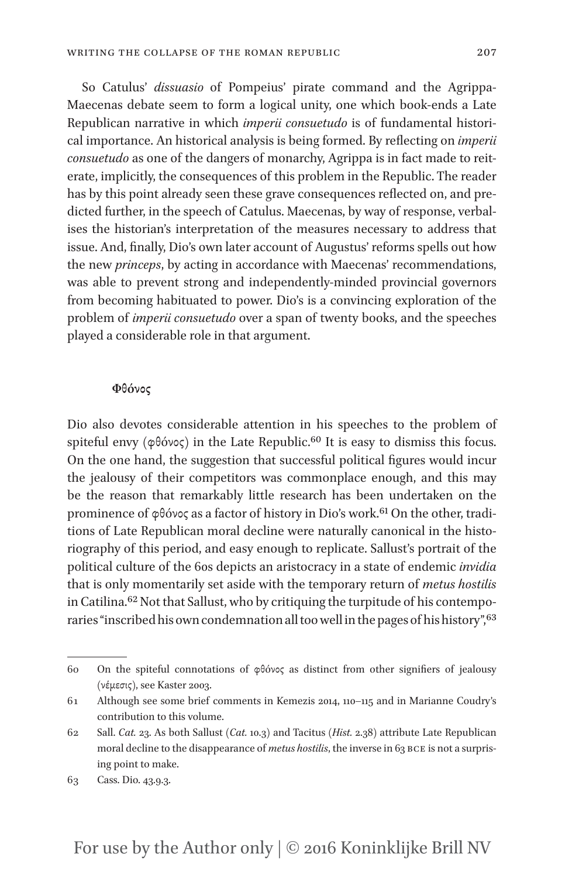So Catulus' *dissuasio* of Pompeius' pirate command and the Agrippa-Maecenas debate seem to form a logical unity, one which book-ends a Late Republican narrative in which *imperii consuetudo* is of fundamental historical importance. An historical analysis is being formed. By reflecting on *imperii consuetudo* as one of the dangers of monarchy, Agrippa is in fact made to reiterate, implicitly, the consequences of this problem in the Republic. The reader has by this point already seen these grave consequences reflected on, and predicted further, in the speech of Catulus. Maecenas, by way of response, verbalises the historian's interpretation of the measures necessary to address that issue. And, finally, Dio's own later account of Augustus' reforms spells out how the new *princeps*, by acting in accordance with Maecenas' recommendations, was able to prevent strong and independently-minded provincial governors from becoming habituated to power. Dio's is a convincing exploration of the problem of *imperii consuetudo* over a span of twenty books, and the speeches played a considerable role in that argument.

### Φθόνος

Dio also devotes considerable attention in his speeches to the problem of spiteful envy (φθόνος) in the Late Republic.[60] It is easy to dismiss this focus. On the one hand, the suggestion that successful political figures would incur the jealousy of their competitors was commonplace enough, and this may be the reason that remarkably little research has been undertaken on the prominence of φθόνος as a factor of history in Dio's work.[61] On the other, traditions of Late Republican moral decline were naturally canonical in the historiography of this period, and easy enough to replicate. Sallust's portrait of the political culture of the 60s depicts an aristocracy in a state of endemic *invidia* that is only momentarily set aside with the temporary return of *metus hostilis* in Catilina.[62] Not that Sallust, who by critiquing the turpitude of his contemporaries "inscribed his own condemnation all too well in the pages of his history",[63]

---

60 On the spiteful connotations of φθόνος as distinct from other signifiers of jealousy (νέμεσις), see Kaster 2003.

61 Although see some brief comments in Kemezis 2014, 110–115 and in Marianne Coudry's contribution to this volume.

62 Sall. *Cat.* 23. As both Sallust (*Cat.* 10.3) and Tacitus (*Hist.* 2.38) attribute Late Republican moral decline to the disappearance of *metus hostilis*, the inverse in 63 BCE is not a surprising point to make.

63 Cass. Dio. 43.9.3.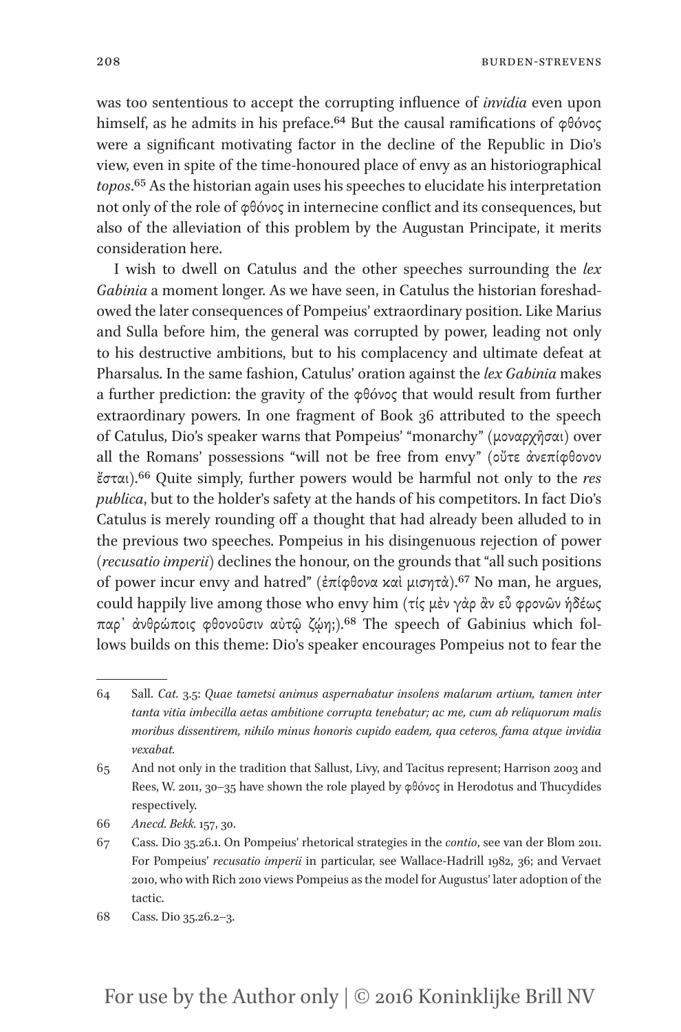was too sententious to accept the corrupting influence of *invidia* even upon himself, as he admits in his preface.[64] But the causal ramifications of φθόνος were a significant motivating factor in the decline of the Republic in Dio's view, even in spite of the time-honoured place of envy as an historiographical *topos*.[65] As the historian again uses his speeches to elucidate his interpretation not only of the role of φθόνος in internecine conflict and its consequences, but also of the alleviation of this problem by the Augustan Principate, it merits consideration here.

I wish to dwell on Catulus and the other speeches surrounding the *lex Gabinia* a moment longer. As we have seen, in Catulus the historian foreshadowed the later consequences of Pompeius' extraordinary position. Like Marius and Sulla before him, the general was corrupted by power, leading not only to his destructive ambitions, but to his complacency and ultimate defeat at Pharsalus. In the same fashion, Catulus' oration against the *lex Gabinia* makes a further prediction: the gravity of the φθόνος that would result from further extraordinary powers. In one fragment of Book 36 attributed to the speech of Catulus, Dio's speaker warns that Pompeius' "monarchy" (μοναρχῆσαι) over all the Romans' possessions "will not be free from envy" (οὔτε ἀνεπίφθονον ἔσται).[66] Quite simply, further powers would be harmful not only to the *res publica*, but to the holder's safety at the hands of his competitors. In fact Dio's Catulus is merely rounding off a thought that had already been alluded to in the previous two speeches. Pompeius in his disingenuous rejection of power (*recusatio imperii*) declines the honour, on the grounds that "all such positions of power incur envy and hatred" (ἐπίφθονα καὶ μισητὰ).[67] No man, he argues, could happily live among those who envy him (τίς μὲν γὰρ ἂν εὖ φρονῶν ἡδέως παρ' ἀνθρώποις φθονοῦσιν αὐτῷ ζῴη;).[68] The speech of Gabinius which follows builds on this theme: Dio's speaker encourages Pompeius not to fear the

---

64 Sall. *Cat.* 3.5: *Quae tametsi animus aspernabatur insolens malarum artium, tamen inter tanta vitia imbecilla aetas ambitione corrupta tenebatur; ac me, cum ab reliquorum malis moribus dissentirem, nihilo minus honoris cupido eadem, qua ceteros, fama atque invidia vexabat.*

65 And not only in the tradition that Sallust, Livy, and Tacitus represent; Harrison 2003 and Rees, W. 2011, 30–35 have shown the role played by φθόνος in Herodotus and Thucydides respectively.

66 *Anecd. Bekk.* 157, 30.

67 Cass. Dio 35.26.1. On Pompeius' rhetorical strategies in the *contio*, see van der Blom 2011. For Pompeius' *recusatio imperii* in particular, see Wallace-Hadrill 1982, 36; and Vervaet 2010, who with Rich 2010 views Pompeius as the model for Augustus' later adoption of the tactic.

68 Cass. Dio 35.26.2–3.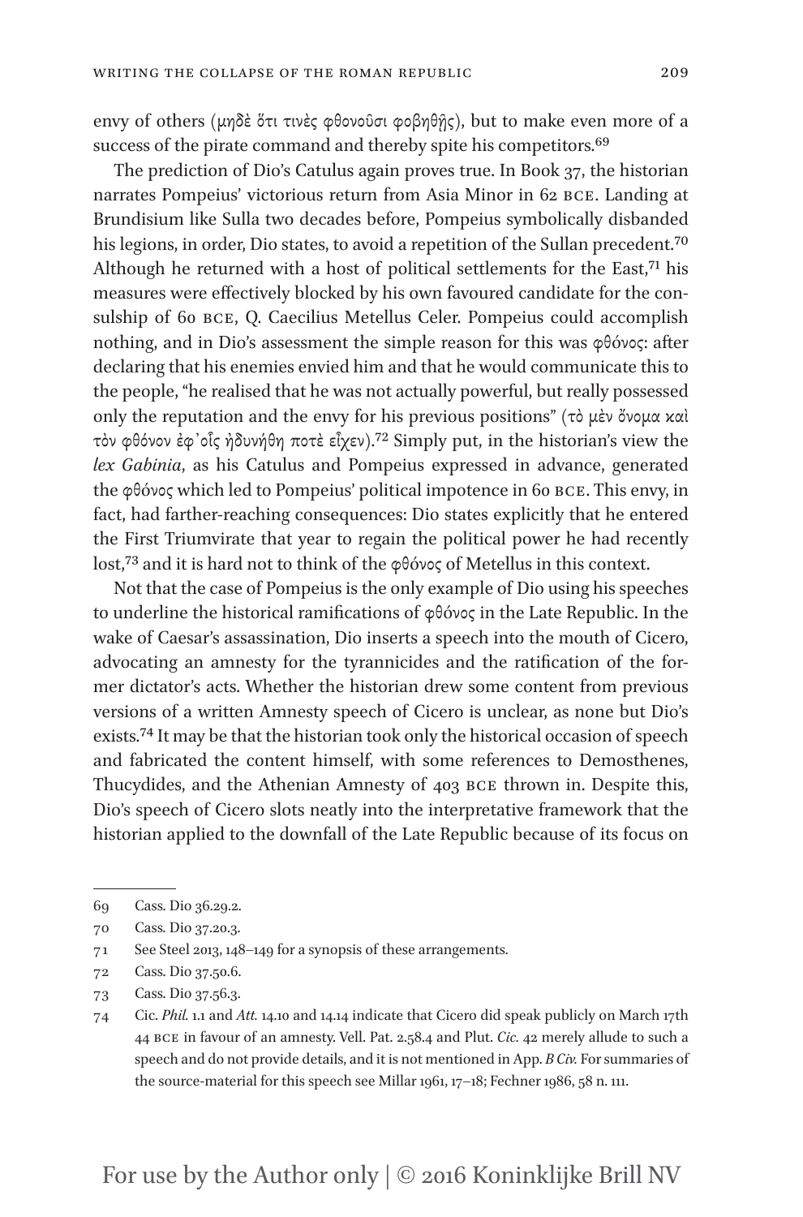envy of others (μηδὲ ὅτι τινὲς φθονοῦσι φοβηθῇς), but to make even more of a success of the pirate command and thereby spite his competitors.[69]

The prediction of Dio's Catulus again proves true. In Book 37, the historian narrates Pompeius' victorious return from Asia Minor in 62 BCE. Landing at Brundisium like Sulla two decades before, Pompeius symbolically disbanded his legions, in order, Dio states, to avoid a repetition of the Sullan precedent.[70] Although he returned with a host of political settlements for the East,[71] his measures were effectively blocked by his own favoured candidate for the consulship of 60 BCE, Q. Caecilius Metellus Celer. Pompeius could accomplish nothing, and in Dio's assessment the simple reason for this was φθόνος: after declaring that his enemies envied him and that he would communicate this to the people, "he realised that he was not actually powerful, but really possessed only the reputation and the envy for his previous positions" (τὸ μὲν ὄνομα καὶ τὸν φθόνον ἐφ᾽οἷς ἠδυνήθη ποτὲ εἶχεν).[72] Simply put, in the historian's view the *lex Gabinia*, as his Catulus and Pompeius expressed in advance, generated the φθόνος which led to Pompeius' political impotence in 60 BCE. This envy, in fact, had farther-reaching consequences: Dio states explicitly that he entered the First Triumvirate that year to regain the political power he had recently lost,[73] and it is hard not to think of the φθόνος of Metellus in this context.

Not that the case of Pompeius is the only example of Dio using his speeches to underline the historical ramifications of φθόνος in the Late Republic. In the wake of Caesar's assassination, Dio inserts a speech into the mouth of Cicero, advocating an amnesty for the tyrannicides and the ratification of the former dictator's acts. Whether the historian drew some content from previous versions of a written Amnesty speech of Cicero is unclear, as none but Dio's exists.[74] It may be that the historian took only the historical occasion of speech and fabricated the content himself, with some references to Demosthenes, Thucydides, and the Athenian Amnesty of 403 BCE thrown in. Despite this, Dio's speech of Cicero slots neatly into the interpretative framework that the historian applied to the downfall of the Late Republic because of its focus on

---

69 Cass. Dio 36.29.2.

70 Cass. Dio 37.20.3.

71 See Steel 2013, 148–149 for a synopsis of these arrangements.

72 Cass. Dio 37.50.6.

73 Cass. Dio 37.56.3.

74 Cic. *Phil.* 1.1 and *Att.* 14.10 and 14.14 indicate that Cicero did speak publicly on March 17th 44 BCE in favour of an amnesty. Vell. Pat. 2.58.4 and Plut. *Cic.* 42 merely allude to such a speech and do not provide details, and it is not mentioned in App. *B Civ.* For summaries of the source-material for this speech see Millar 1961, 17–18; Fechner 1986, 58 n. 111.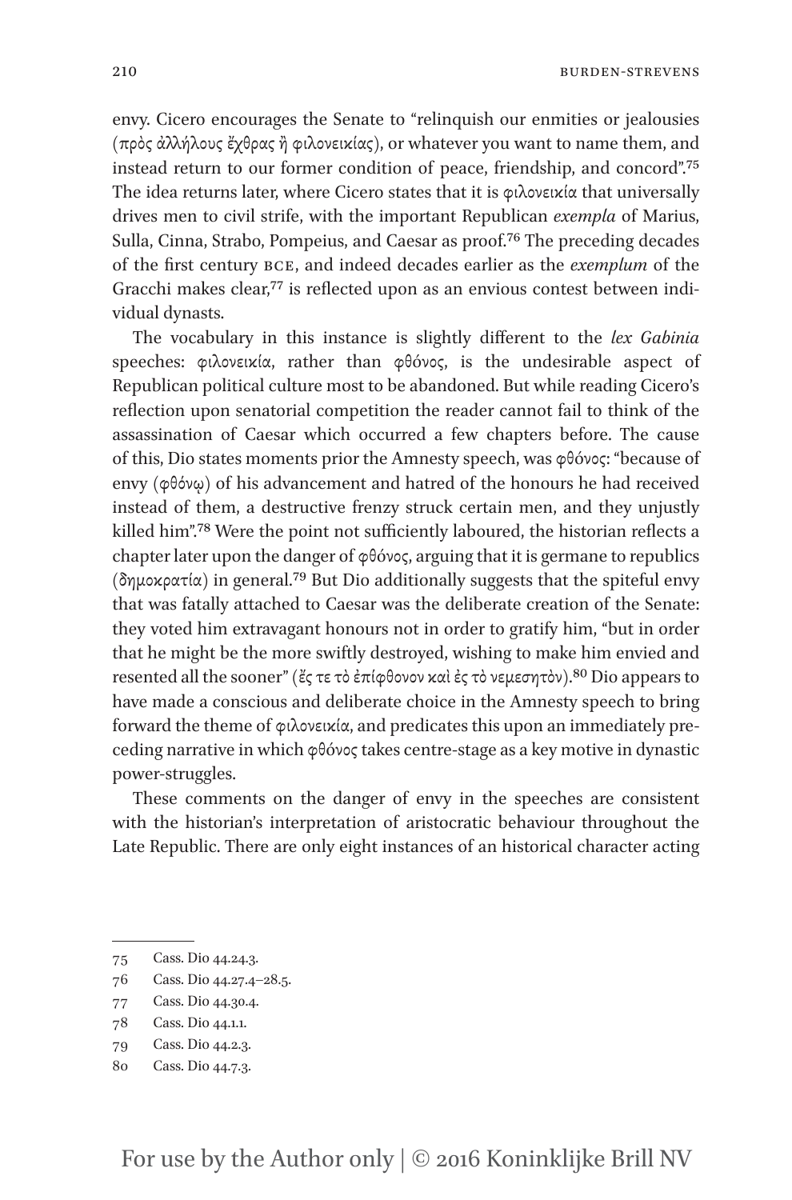envy. Cicero encourages the Senate to "relinquish our enmities or jealousies (πρὸς ἀλλήλους ἔχθρας ἢ φιλονεικίας), or whatever you want to name them, and instead return to our former condition of peace, friendship, and concord".[75] The idea returns later, where Cicero states that it is φιλονεικία that universally drives men to civil strife, with the important Republican *exempla* of Marius, Sulla, Cinna, Strabo, Pompeius, and Caesar as proof.[76] The preceding decades of the first century BCE, and indeed decades earlier as the *exemplum* of the Gracchi makes clear,[77] is reflected upon as an envious contest between individual dynasts.

The vocabulary in this instance is slightly different to the *lex Gabinia* speeches: φιλονεικία, rather than φθόνος, is the undesirable aspect of Republican political culture most to be abandoned. But while reading Cicero's reflection upon senatorial competition the reader cannot fail to think of the assassination of Caesar which occurred a few chapters before. The cause of this, Dio states moments prior the Amnesty speech, was φθόνος: "because of envy (φθόνῳ) of his advancement and hatred of the honours he had received instead of them, a destructive frenzy struck certain men, and they unjustly killed him".[78] Were the point not sufficiently laboured, the historian reflects a chapter later upon the danger of φθόνος, arguing that it is germane to republics (δημοκρατία) in general.[79] But Dio additionally suggests that the spiteful envy that was fatally attached to Caesar was the deliberate creation of the Senate: they voted him extravagant honours not in order to gratify him, "but in order that he might be the more swiftly destroyed, wishing to make him envied and resented all the sooner" (ἔς τε τὸ ἐπίφθονον καὶ ἐς τὸ νεμεσητὸν).[80] Dio appears to have made a conscious and deliberate choice in the Amnesty speech to bring forward the theme of φιλονεικία, and predicates this upon an immediately preceding narrative in which φθόνος takes centre-stage as a key motive in dynastic power-struggles.

These comments on the danger of envy in the speeches are consistent with the historian's interpretation of aristocratic behaviour throughout the Late Republic. There are only eight instances of an historical character acting

---

75 Cass. Dio 44.24.3.

76 Cass. Dio 44.27.4–28.5.

77 Cass. Dio 44.30.4.

78 Cass. Dio 44.1.1.

79 Cass. Dio 44.2.3.

80 Cass. Dio 44.7.3.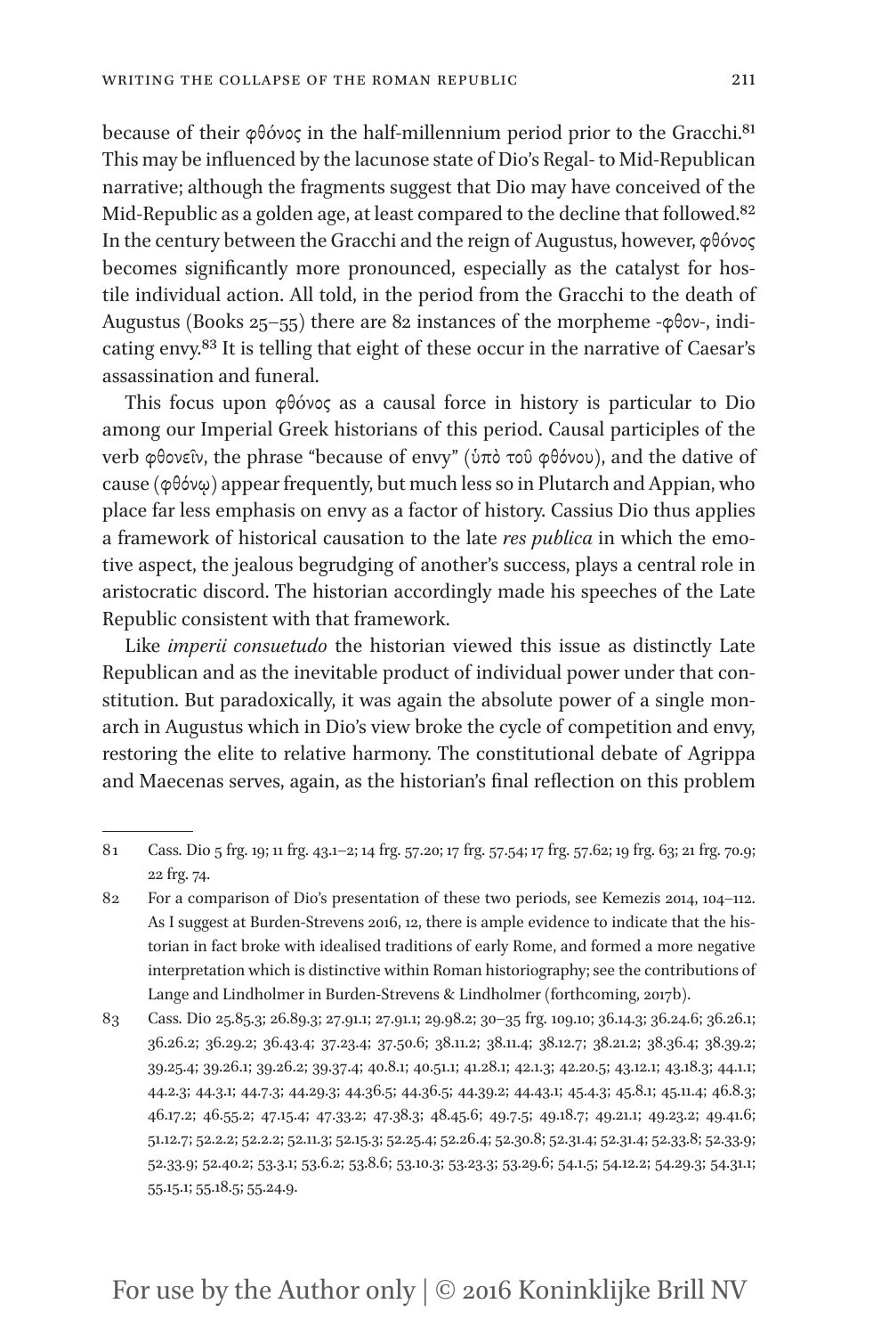because of their φθόνος in the half-millennium period prior to the Gracchi.[81] This may be influenced by the lacunose state of Dio's Regal- to Mid-Republican narrative; although the fragments suggest that Dio may have conceived of the Mid-Republic as a golden age, at least compared to the decline that followed.[82] In the century between the Gracchi and the reign of Augustus, however, φθόνος becomes significantly more pronounced, especially as the catalyst for hostile individual action. All told, in the period from the Gracchi to the death of Augustus (Books 25–55) there are 82 instances of the morpheme -φθον-, indicating envy.[83] It is telling that eight of these occur in the narrative of Caesar's assassination and funeral.

This focus upon φθόνος as a causal force in history is particular to Dio among our Imperial Greek historians of this period. Causal participles of the verb φθονεῖν, the phrase "because of envy" (ὑπὸ τοῦ φθόνου), and the dative of cause (φθόνῳ) appear frequently, but much less so in Plutarch and Appian, who place far less emphasis on envy as a factor of history. Cassius Dio thus applies a framework of historical causation to the late *res publica* in which the emotive aspect, the jealous begrudging of another's success, plays a central role in aristocratic discord. The historian accordingly made his speeches of the Late Republic consistent with that framework.

Like *imperii consuetudo* the historian viewed this issue as distinctly Late Republican and as the inevitable product of individual power under that constitution. But paradoxically, it was again the absolute power of a single monarch in Augustus which in Dio's view broke the cycle of competition and envy, restoring the elite to relative harmony. The constitutional debate of Agrippa and Maecenas serves, again, as the historian's final reflection on this problem

---

81 Cass. Dio 5 frg. 19; 11 frg. 43.1–2; 14 frg. 57.20; 17 frg. 57.54; 17 frg. 57.62; 19 frg. 63; 21 frg. 70.9; 22 frg. 74.

82 For a comparison of Dio's presentation of these two periods, see Kemezis 2014, 104–112. As I suggest at Burden-Strevens 2016, 12, there is ample evidence to indicate that the historian in fact broke with idealised traditions of early Rome, and formed a more negative interpretation which is distinctive within Roman historiography; see the contributions of Lange and Lindholmer in Burden-Strevens & Lindholmer (forthcoming, 2017b).

83 Cass. Dio 25.85.3; 26.89.3; 27.91.1; 27.91.1; 29.98.2; 30–35 frg. 109.10; 36.14.3; 36.24.6; 36.26.1; 36.26.2; 36.29.2; 36.43.4; 37.23.4; 37.50.6; 38.11.2; 38.11.4; 38.12.7; 38.21.2; 38.36.4; 38.39.2; 39.25.4; 39.26.1; 39.26.2; 39.37.4; 40.8.1; 40.51.1; 41.28.1; 42.1.3; 42.20.5; 43.12.1; 43.18.3; 44.1.1; 44.2.3; 44.3.1; 44.7.3; 44.29.3; 44.36.5; 44.36.5; 44.39.2; 44.43.1; 45.4.3; 45.8.1; 45.11.4; 46.8.3; 46.17.2; 46.55.2; 47.15.4; 47.33.2; 47.38.3; 48.45.6; 49.7.5; 49.18.7; 49.21.1; 49.23.2; 49.41.6; 51.12.7; 52.2.2; 52.2.2; 52.11.3; 52.15.3; 52.25.4; 52.26.4; 52.30.8; 52.31.4; 52.31.4; 52.33.8; 52.33.9; 52.33.9; 52.40.2; 53.3.1; 53.6.2; 53.8.6; 53.10.3; 53.23.3; 53.29.6; 54.1.5; 54.12.2; 54.29.3; 54.31.1; 55.15.1; 55.18.5; 55.24.9.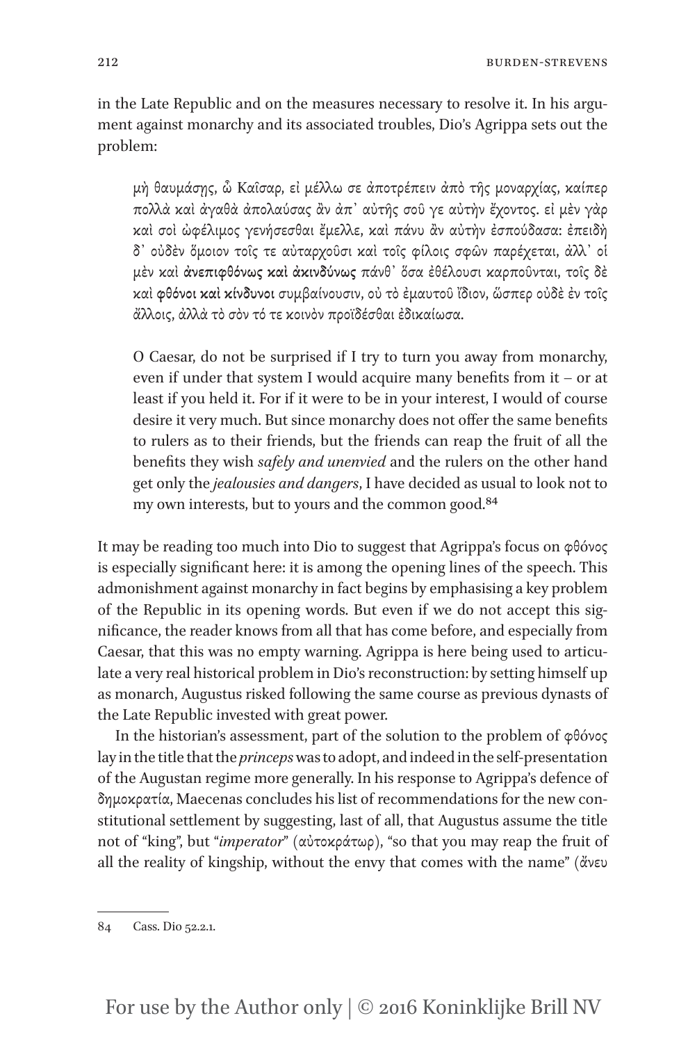in the Late Republic and on the measures necessary to resolve it. In his argument against monarchy and its associated troubles, Dio's Agrippa sets out the problem:

> μὴ θαυμάσῃς, ὦ Καῖσαρ, εἰ μέλλω σε ἀποτρέπειν ἀπὸ τῆς μοναρχίας, καίπερ πολλὰ καὶ ἀγαθὰ ἀπολαύσας ἂν ἀπ᾽ αὐτῆς σοῦ γε αὐτὴν ἔχοντος. εἰ μὲν γὰρ καὶ σοὶ ὠφέλιμος γενήσεσθαι ἔμελλε, καὶ πάνυ ἂν αὐτὴν ἐσπούδασα· ἐπειδὴ δ᾽ οὐδὲν ὅμοιον τοῖς τε αὐταρχοῦσι καὶ τοῖς φίλοις σφῶν παρέχεται, ἀλλ᾽ οἱ μὲν καὶ **ἀνεπιφθόνως καὶ ἀκινδύνως** πάνθ᾽ ὅσα ἐθέλουσι καρποῦνται, τοῖς δὲ καὶ **φθόνοι καὶ κίνδυνοι** συμβαίνουσιν, οὐ τὸ ἐμαυτοῦ ἴδιον, ὥσπερ οὐδὲ ἐν τοῖς ἄλλοις, ἀλλὰ τὸ σὸν τό τε κοινὸν προϊδέσθαι ἐδικαίωσα.
>
> O Caesar, do not be surprised if I try to turn you away from monarchy, even if under that system I would acquire many benefits from it – or at least if you held it. For if it were to be in your interest, I would of course desire it very much. But since monarchy does not offer the same benefits to rulers as to their friends, but the friends can reap the fruit of all the benefits they wish *safely and unenvied* and the rulers on the other hand get only the *jealousies and dangers*, I have decided as usual to look not to my own interests, but to yours and the common good.[84]

It may be reading too much into Dio to suggest that Agrippa's focus on φθόνος is especially significant here: it is among the opening lines of the speech. This admonishment against monarchy in fact begins by emphasising a key problem of the Republic in its opening words. But even if we do not accept this significance, the reader knows from all that has come before, and especially from Caesar, that this was no empty warning. Agrippa is here being used to articulate a very real historical problem in Dio's reconstruction: by setting himself up as monarch, Augustus risked following the same course as previous dynasts of the Late Republic invested with great power.

In the historian's assessment, part of the solution to the problem of φθόνος lay in the title that the *princeps* was to adopt, and indeed in the self-presentation of the Augustan regime more generally. In his response to Agrippa's defence of δημοκρατία, Maecenas concludes his list of recommendations for the new constitutional settlement by suggesting, last of all, that Augustus assume the title not of "king", but "*imperator*" (αὐτοκράτωρ), "so that you may reap the fruit of all the reality of kingship, without the envy that comes with the name" (ἄνευ

---

84 Cass. Dio 52.2.1.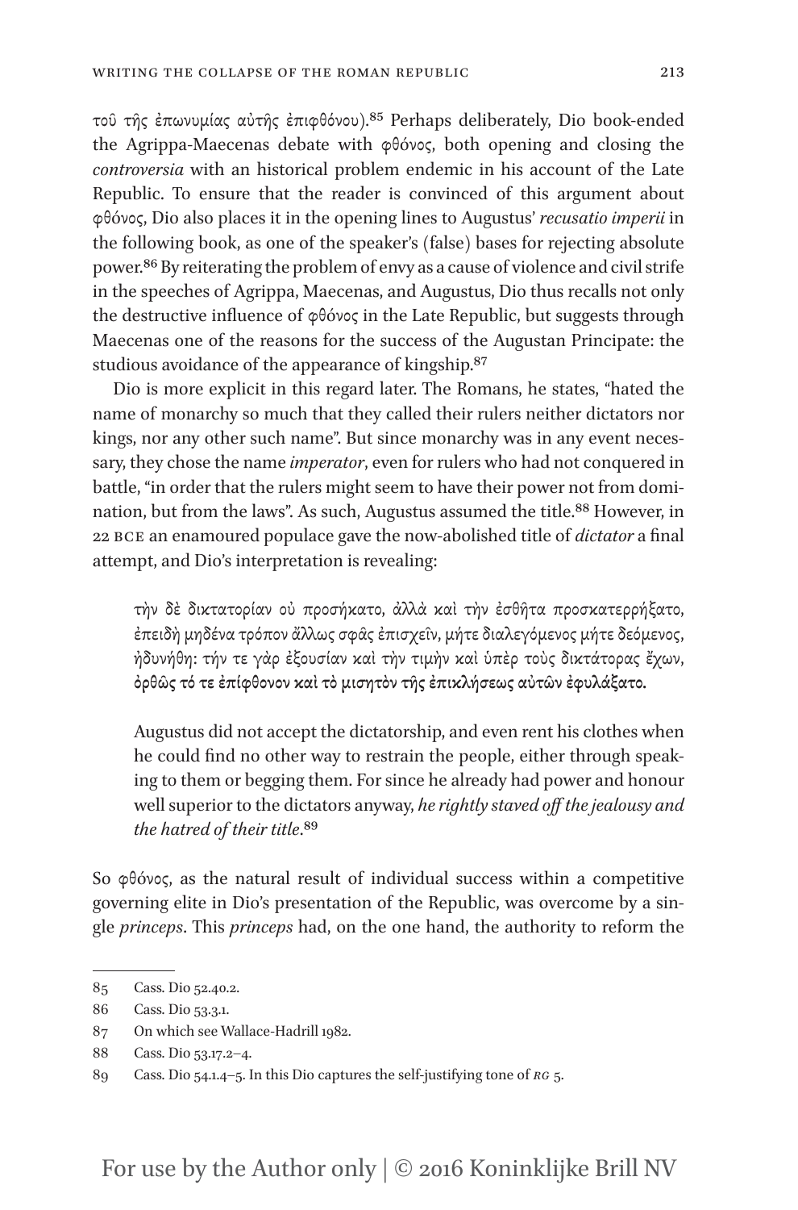τοῦ τῆς ἐπωνυμίας αὐτῆς ἐπιφθόνου).[85] Perhaps deliberately, Dio book-ended the Agrippa-Maecenas debate with φθόνος, both opening and closing the *controversia* with an historical problem endemic in his account of the Late Republic. To ensure that the reader is convinced of this argument about φθόνος, Dio also places it in the opening lines to Augustus' *recusatio imperii* in the following book, as one of the speaker's (false) bases for rejecting absolute power.[86] By reiterating the problem of envy as a cause of violence and civil strife in the speeches of Agrippa, Maecenas, and Augustus, Dio thus recalls not only the destructive influence of φθόνος in the Late Republic, but suggests through Maecenas one of the reasons for the success of the Augustan Principate: the studious avoidance of the appearance of kingship.[87]

Dio is more explicit in this regard later. The Romans, he states, "hated the name of monarchy so much that they called their rulers neither dictators nor kings, nor any other such name". But since monarchy was in any event necessary, they chose the name *imperator*, even for rulers who had not conquered in battle, "in order that the rulers might seem to have their power not from domination, but from the laws". As such, Augustus assumed the title.[88] However, in 22 BCE an enamoured populace gave the now-abolished title of *dictator* a final attempt, and Dio's interpretation is revealing:

> τὴν δὲ δικτατορίαν οὐ προσήκατο, ἀλλὰ καὶ τὴν ἐσθῆτα προσκατερρήξατο, ἐπειδὴ μηδένα τρόπον ἄλλως σφᾶς ἐπισχεῖν, μήτε διαλεγόμενος μήτε δεόμενος, ἠδυνήθη· τήν τε γὰρ ἐξουσίαν καὶ τὴν τιμὴν καὶ ὑπὲρ τοὺς δικτάτορας ἔχων, **ὀρθῶς τό τε ἐπίφθονον καὶ τὸ μισητὸν τῆς ἐπικλήσεως αὐτῶν ἐφυλάξατο.**
>
> Augustus did not accept the dictatorship, and even rent his clothes when he could find no other way to restrain the people, either through speaking to them or begging them. For since he already had power and honour well superior to the dictators anyway, *he rightly staved off the jealousy and the hatred of their title*.[89]

So φθόνος, as the natural result of individual success within a competitive governing elite in Dio's presentation of the Republic, was overcome by a single *princeps*. This *princeps* had, on the one hand, the authority to reform the

---

85 Cass. Dio 52.40.2.

86 Cass. Dio 53.3.1.

87 On which see Wallace-Hadrill 1982.

88 Cass. Dio 53.17.2–4.

89 Cass. Dio 54.1.4–5. In this Dio captures the self-justifying tone of *RG* 5.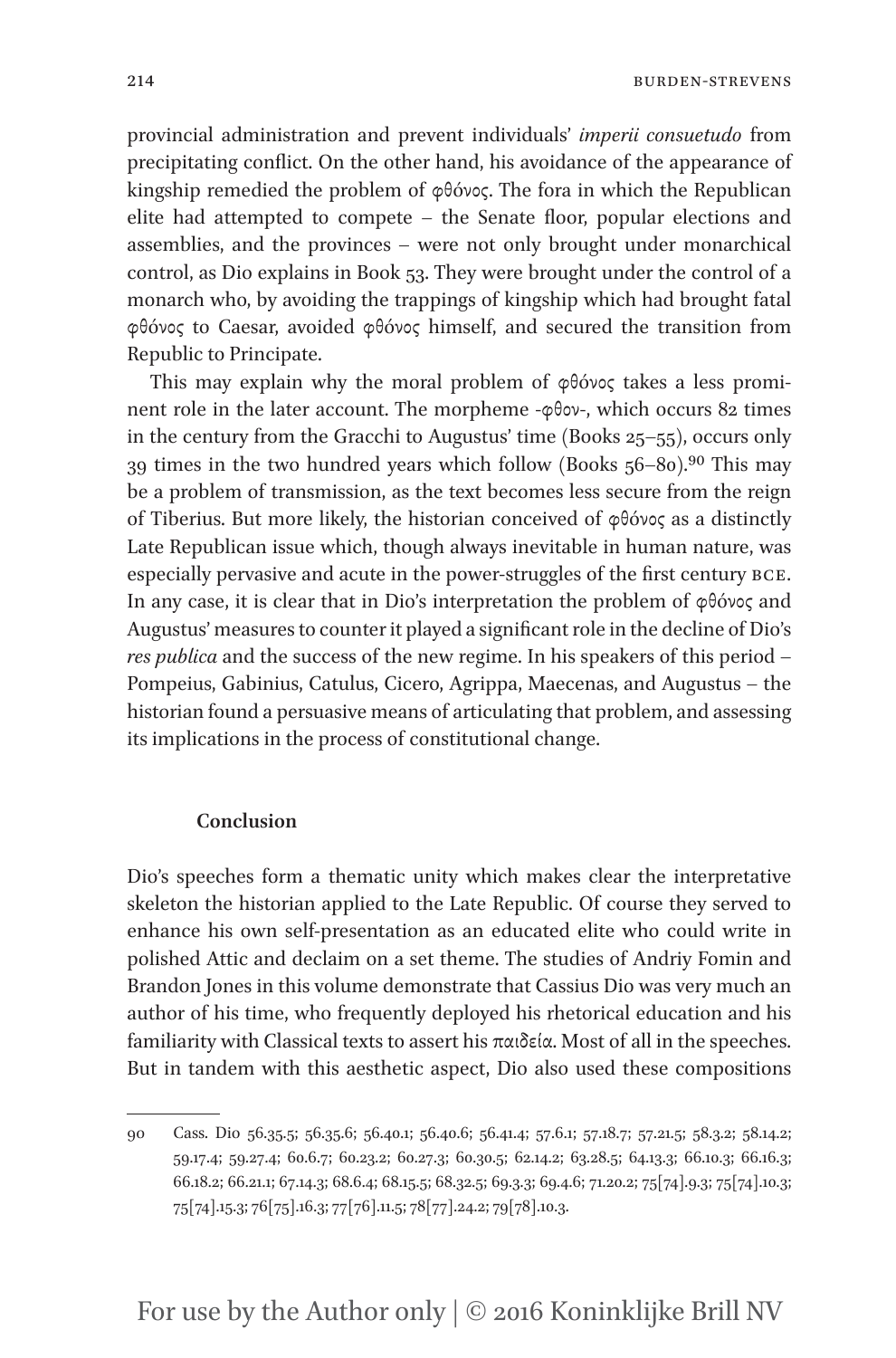provincial administration and prevent individuals' *imperii consuetudo* from precipitating conflict. On the other hand, his avoidance of the appearance of kingship remedied the problem of φθόνος. The fora in which the Republican elite had attempted to compete – the Senate floor, popular elections and assemblies, and the provinces – were not only brought under monarchical control, as Dio explains in Book 53. They were brought under the control of a monarch who, by avoiding the trappings of kingship which had brought fatal φθόνος to Caesar, avoided φθόνος himself, and secured the transition from Republic to Principate.

This may explain why the moral problem of φθόνος takes a less prominent role in the later account. The morpheme -φθον-, which occurs 82 times in the century from the Gracchi to Augustus' time (Books 25–55), occurs only 39 times in the two hundred years which follow (Books 56–80).[90] This may be a problem of transmission, as the text becomes less secure from the reign of Tiberius. But more likely, the historian conceived of φθόνος as a distinctly Late Republican issue which, though always inevitable in human nature, was especially pervasive and acute in the power-struggles of the first century BCE. In any case, it is clear that in Dio's interpretation the problem of φθόνος and Augustus' measures to counter it played a significant role in the decline of Dio's *res publica* and the success of the new regime. In his speakers of this period – Pompeius, Gabinius, Catulus, Cicero, Agrippa, Maecenas, and Augustus – the historian found a persuasive means of articulating that problem, and assessing its implications in the process of constitutional change.

## Conclusion

Dio's speeches form a thematic unity which makes clear the interpretative skeleton the historian applied to the Late Republic. Of course they served to enhance his own self-presentation as an educated elite who could write in polished Attic and declaim on a set theme. The studies of Andriy Fomin and Brandon Jones in this volume demonstrate that Cassius Dio was very much an author of his time, who frequently deployed his rhetorical education and his familiarity with Classical texts to assert his παιδεία. Most of all in the speeches. But in tandem with this aesthetic aspect, Dio also used these compositions

---

90 Cass. Dio 56.35.5; 56.35.6; 56.40.1; 56.40.6; 56.41.4; 57.6.1; 57.18.7; 57.21.5; 58.3.2; 58.14.2; 59.17.4; 59.27.4; 60.6.7; 60.23.2; 60.27.3; 60.30.5; 62.14.2; 63.28.5; 64.13.3; 66.10.3; 66.16.3; 66.18.2; 66.21.1; 67.14.3; 68.6.4; 68.15.5; 68.32.5; 69.3.3; 69.4.6; 71.20.2; 75[74].9.3; 75[74].10.3; 75[74].15.3; 76[75].16.3; 77[76].11.5; 78[77].24.2; 79[78].10.3.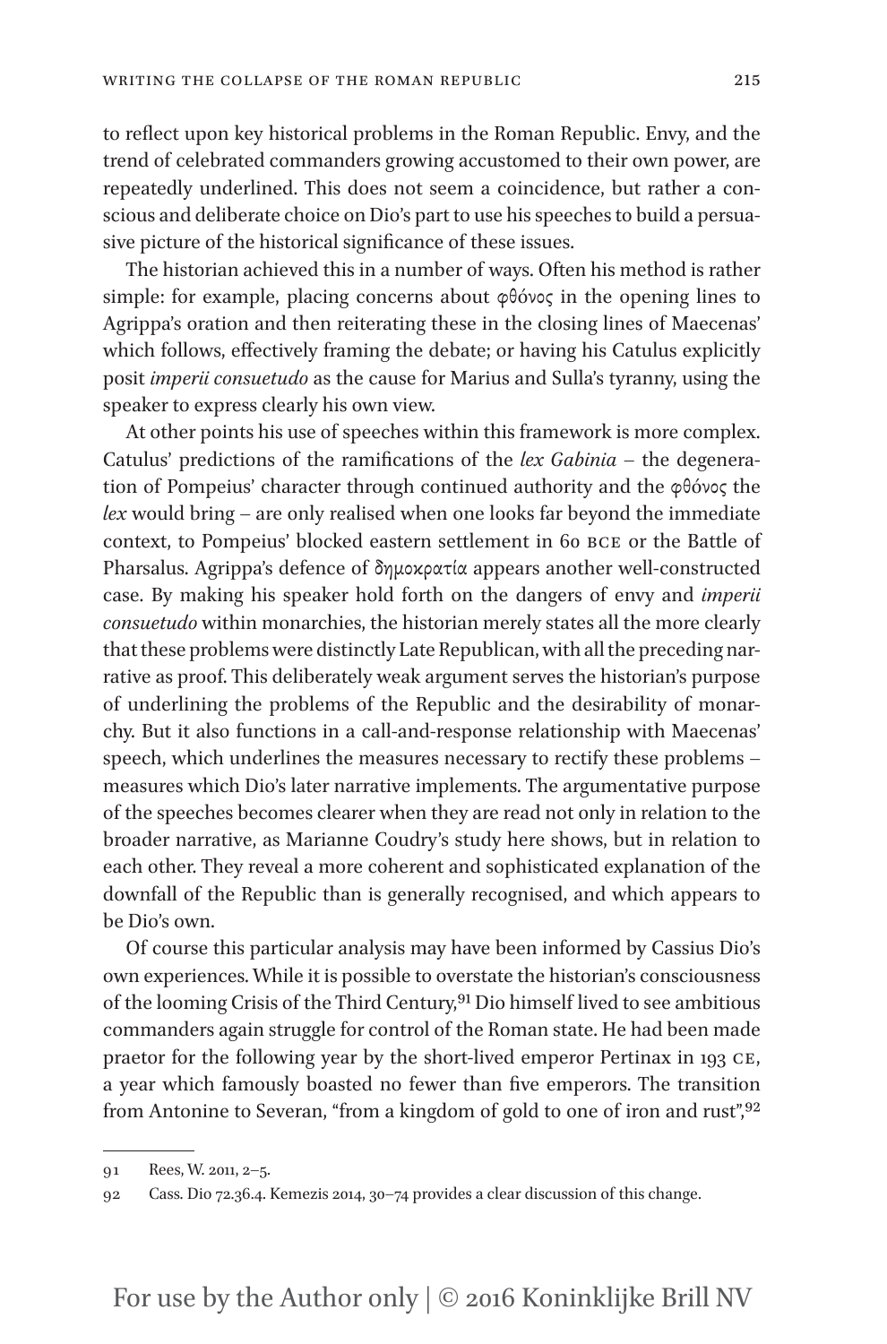to reflect upon key historical problems in the Roman Republic. Envy, and the trend of celebrated commanders growing accustomed to their own power, are repeatedly underlined. This does not seem a coincidence, but rather a conscious and deliberate choice on Dio's part to use his speeches to build a persuasive picture of the historical significance of these issues.

The historian achieved this in a number of ways. Often his method is rather simple: for example, placing concerns about φθόνος in the opening lines to Agrippa's oration and then reiterating these in the closing lines of Maecenas' which follows, effectively framing the debate; or having his Catulus explicitly posit *imperii consuetudo* as the cause for Marius and Sulla's tyranny, using the speaker to express clearly his own view.

At other points his use of speeches within this framework is more complex. Catulus' predictions of the ramifications of the *lex Gabinia* – the degeneration of Pompeius' character through continued authority and the φθόνος the *lex* would bring – are only realised when one looks far beyond the immediate context, to Pompeius' blocked eastern settlement in 60 BCE or the Battle of Pharsalus. Agrippa's defence of δημοκρατία appears another well-constructed case. By making his speaker hold forth on the dangers of envy and *imperii consuetudo* within monarchies, the historian merely states all the more clearly that these problems were distinctly Late Republican, with all the preceding narrative as proof. This deliberately weak argument serves the historian's purpose of underlining the problems of the Republic and the desirability of monarchy. But it also functions in a call-and-response relationship with Maecenas' speech, which underlines the measures necessary to rectify these problems – measures which Dio's later narrative implements. The argumentative purpose of the speeches becomes clearer when they are read not only in relation to the broader narrative, as Marianne Coudry's study here shows, but in relation to each other. They reveal a more coherent and sophisticated explanation of the downfall of the Republic than is generally recognised, and which appears to be Dio's own.

Of course this particular analysis may have been informed by Cassius Dio's own experiences. While it is possible to overstate the historian's consciousness of the looming Crisis of the Third Century,[91] Dio himself lived to see ambitious commanders again struggle for control of the Roman state. He had been made praetor for the following year by the short-lived emperor Pertinax in 193 CE, a year which famously boasted no fewer than five emperors. The transition from Antonine to Severan, "from a kingdom of gold to one of iron and rust",[92]

---

91 Rees, W. 2011, 2–5.

92 Cass. Dio 72.36.4. Kemezis 2014, 30–74 provides a clear discussion of this change.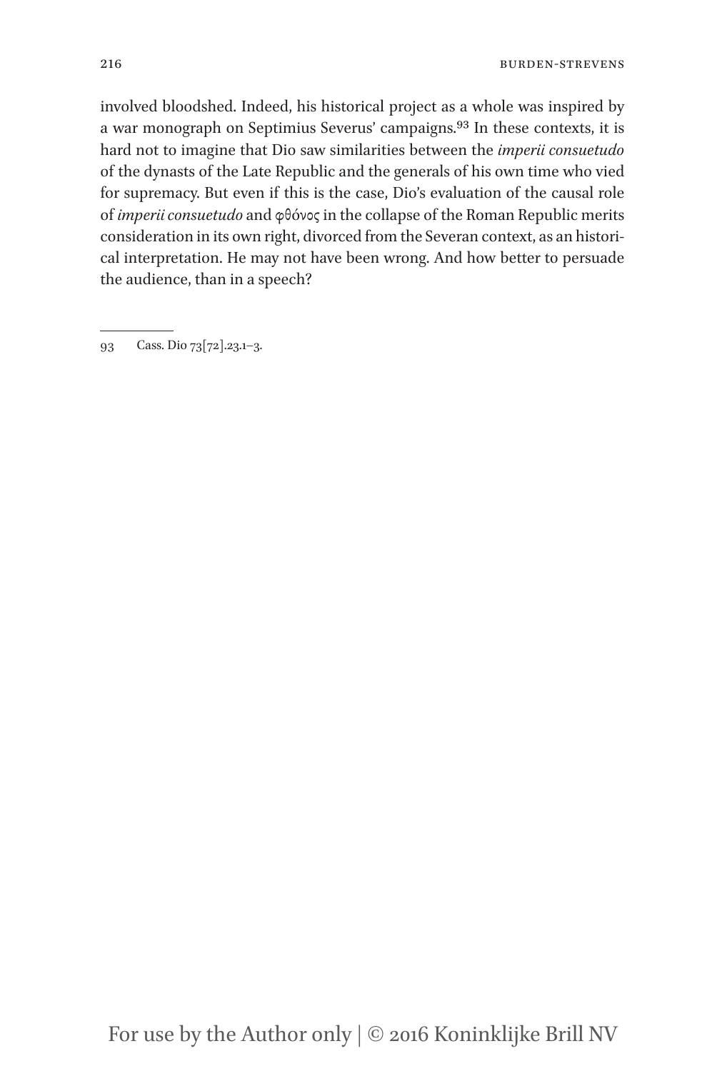involved bloodshed. Indeed, his historical project as a whole was inspired by a war monograph on Septimius Severus' campaigns.[93] In these contexts, it is hard not to imagine that Dio saw similarities between the *imperii consuetudo* of the dynasts of the Late Republic and the generals of his own time who vied for supremacy. But even if this is the case, Dio's evaluation of the causal role of *imperii consuetudo* and φθόνος in the collapse of the Roman Republic merits consideration in its own right, divorced from the Severan context, as an historical interpretation. He may not have been wrong. And how better to persuade the audience, than in a speech?

---

93 Cass. Dio 73[72].23.1–3.